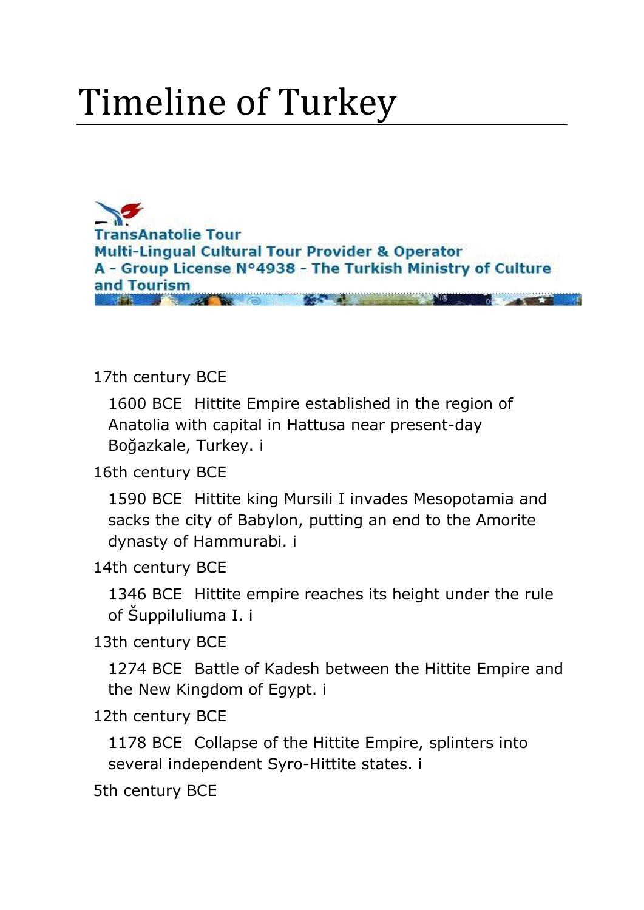# Timeline of Turkey

TransAnatolie Tour
Multi-Lingual Cultural Tour Provider & Operator
A - Group License N°4938 - The Turkish Ministry of Culture and Tourism

17th century BCE

1600 BCE Hittite Empire established in the region of Anatolia with capital in Hattusa near present-day Boğazkale, Turkey. i

16th century BCE

1590 BCE Hittite king Mursili I invades Mesopotamia and sacks the city of Babylon, putting an end to the Amorite dynasty of Hammurabi. i

14th century BCE

1346 BCE Hittite empire reaches its height under the rule of Šuppiluliuma I. i

13th century BCE

1274 BCE Battle of Kadesh between the Hittite Empire and the New Kingdom of Egypt. i

12th century BCE

1178 BCE Collapse of the Hittite Empire, splinters into several independent Syro-Hittite states. i

5th century BCE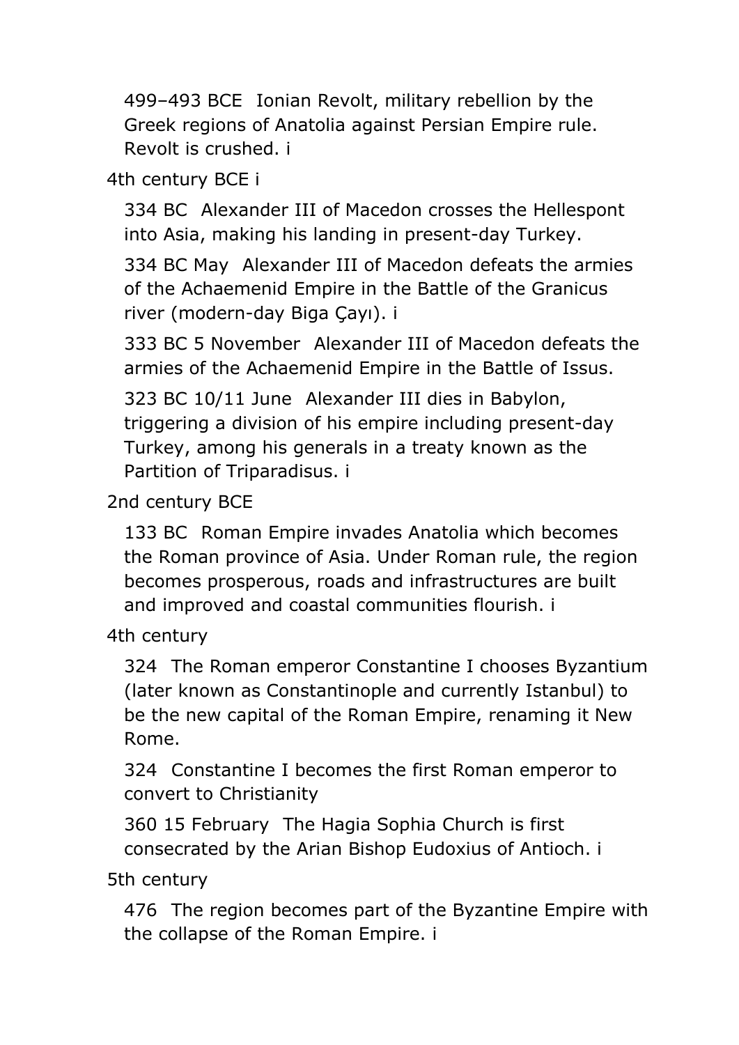499–493 BCE Ionian Revolt, military rebellion by the Greek regions of Anatolia against Persian Empire rule. Revolt is crushed. i

## 4th century BCE i

334 BC Alexander III of Macedon crosses the Hellespont into Asia, making his landing in present-day Turkey.

334 BC May Alexander III of Macedon defeats the armies of the Achaemenid Empire in the Battle of the Granicus river (modern-day Biga Çayı). i

333 BC 5 November Alexander III of Macedon defeats the armies of the Achaemenid Empire in the Battle of Issus.

323 BC 10/11 June Alexander III dies in Babylon, triggering a division of his empire including present-day Turkey, among his generals in a treaty known as the Partition of Triparadisus. i

## 2nd century BCE

133 BC Roman Empire invades Anatolia which becomes the Roman province of Asia. Under Roman rule, the region becomes prosperous, roads and infrastructures are built and improved and coastal communities flourish. i

## 4th century

324 The Roman emperor Constantine I chooses Byzantium (later known as Constantinople and currently Istanbul) to be the new capital of the Roman Empire, renaming it New Rome.

324 Constantine I becomes the first Roman emperor to convert to Christianity

360 15 February The Hagia Sophia Church is first consecrated by the Arian Bishop Eudoxius of Antioch. i

## 5th century

476 The region becomes part of the Byzantine Empire with the collapse of the Roman Empire. i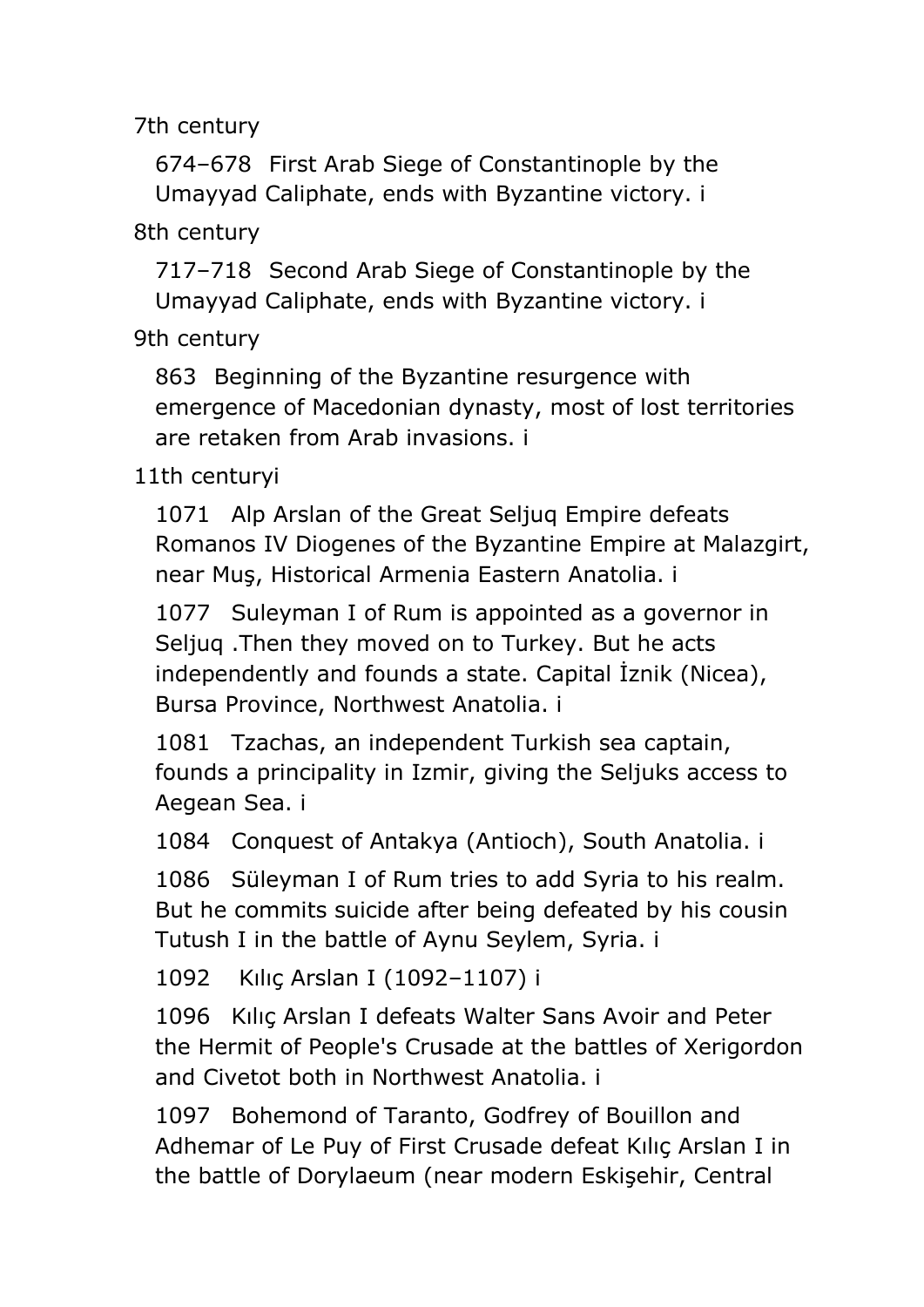7th century

674–678 First Arab Siege of Constantinople by the Umayyad Caliphate, ends with Byzantine victory. i

8th century

717–718 Second Arab Siege of Constantinople by the Umayyad Caliphate, ends with Byzantine victory. i

9th century

863 Beginning of the Byzantine resurgence with emergence of Macedonian dynasty, most of lost territories are retaken from Arab invasions. i

11th centuryi

1071 Alp Arslan of the Great Seljuq Empire defeats Romanos IV Diogenes of the Byzantine Empire at Malazgirt, near Muş, Historical Armenia Eastern Anatolia. i

1077 Suleyman I of Rum is appointed as a governor in Seljuq .Then they moved on to Turkey. But he acts independently and founds a state. Capital İznik (Nicea), Bursa Province, Northwest Anatolia. i

1081 Tzachas, an independent Turkish sea captain, founds a principality in Izmir, giving the Seljuks access to Aegean Sea. i

1084 Conquest of Antakya (Antioch), South Anatolia. i

1086 Süleyman I of Rum tries to add Syria to his realm. But he commits suicide after being defeated by his cousin Tutush I in the battle of Aynu Seylem, Syria. i

1092 Kılıç Arslan I (1092–1107) i

1096 Kılıç Arslan I defeats Walter Sans Avoir and Peter the Hermit of People's Crusade at the battles of Xerigordon and Civetot both in Northwest Anatolia. i

1097 Bohemond of Taranto, Godfrey of Bouillon and Adhemar of Le Puy of First Crusade defeat Kılıç Arslan I in the battle of Dorylaeum (near modern Eskişehir, Central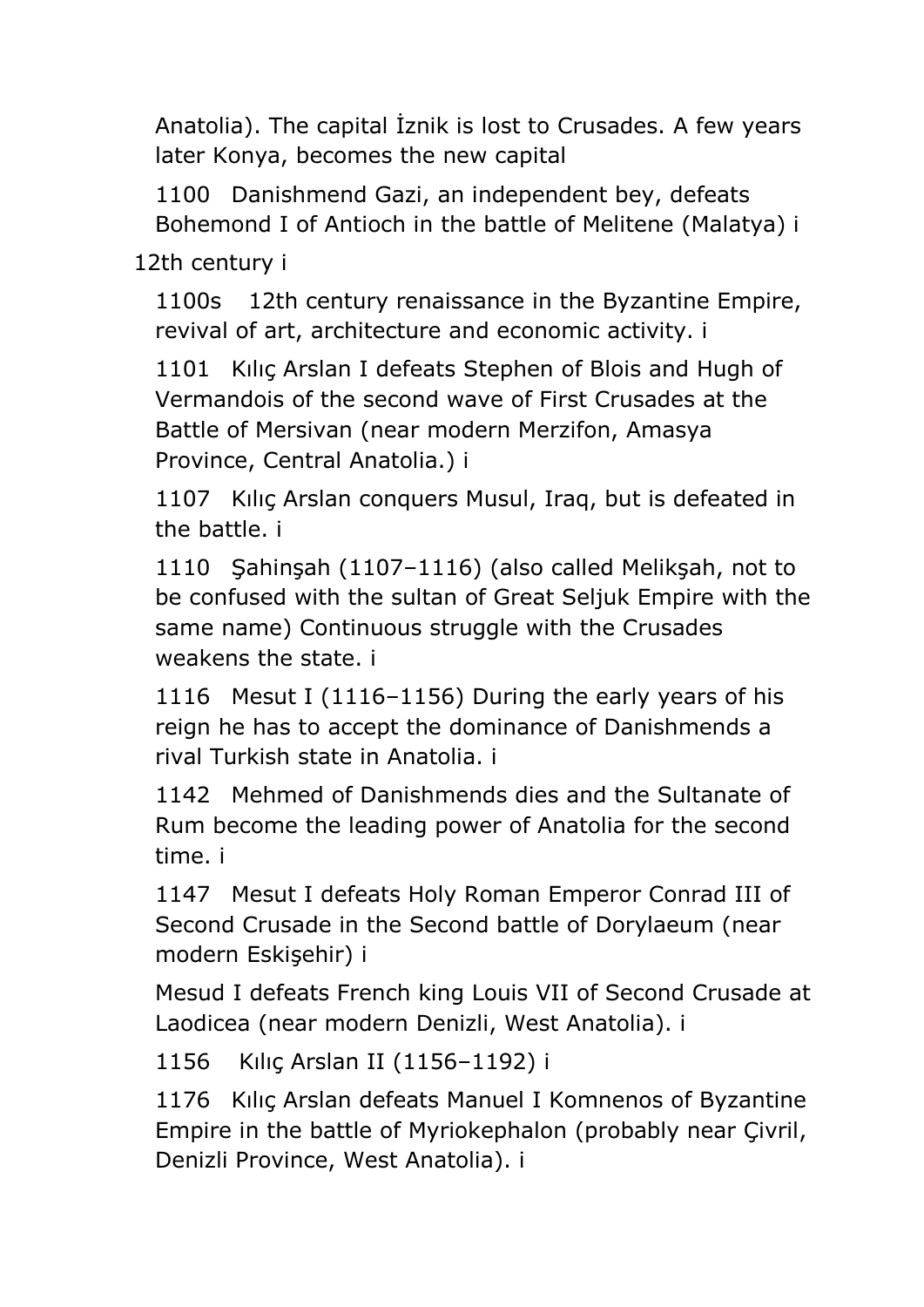Anatolia). The capital İznik is lost to Crusades. A few years later Konya, becomes the new capital

1100 Danishmend Gazi, an independent bey, defeats Bohemond I of Antioch in the battle of Melitene (Malatya) i

12th century i

1100s 12th century renaissance in the Byzantine Empire, revival of art, architecture and economic activity. i

1101 Kılıç Arslan I defeats Stephen of Blois and Hugh of Vermandois of the second wave of First Crusades at the Battle of Mersivan (near modern Merzifon, Amasya Province, Central Anatolia.) i

1107 Kılıç Arslan conquers Musul, Iraq, but is defeated in the battle. i

1110 Şahinşah (1107–1116) (also called Melikşah, not to be confused with the sultan of Great Seljuk Empire with the same name) Continuous struggle with the Crusades weakens the state. i

1116 Mesut I (1116–1156) During the early years of his reign he has to accept the dominance of Danishmends a rival Turkish state in Anatolia. i

1142 Mehmed of Danishmends dies and the Sultanate of Rum become the leading power of Anatolia for the second time. i

1147 Mesut I defeats Holy Roman Emperor Conrad III of Second Crusade in the Second battle of Dorylaeum (near modern Eskişehir) i

Mesud I defeats French king Louis VII of Second Crusade at Laodicea (near modern Denizli, West Anatolia). i

1156 Kılıç Arslan II (1156–1192) i

1176 Kılıç Arslan defeats Manuel I Komnenos of Byzantine Empire in the battle of Myriokephalon (probably near Çivril, Denizli Province, West Anatolia). i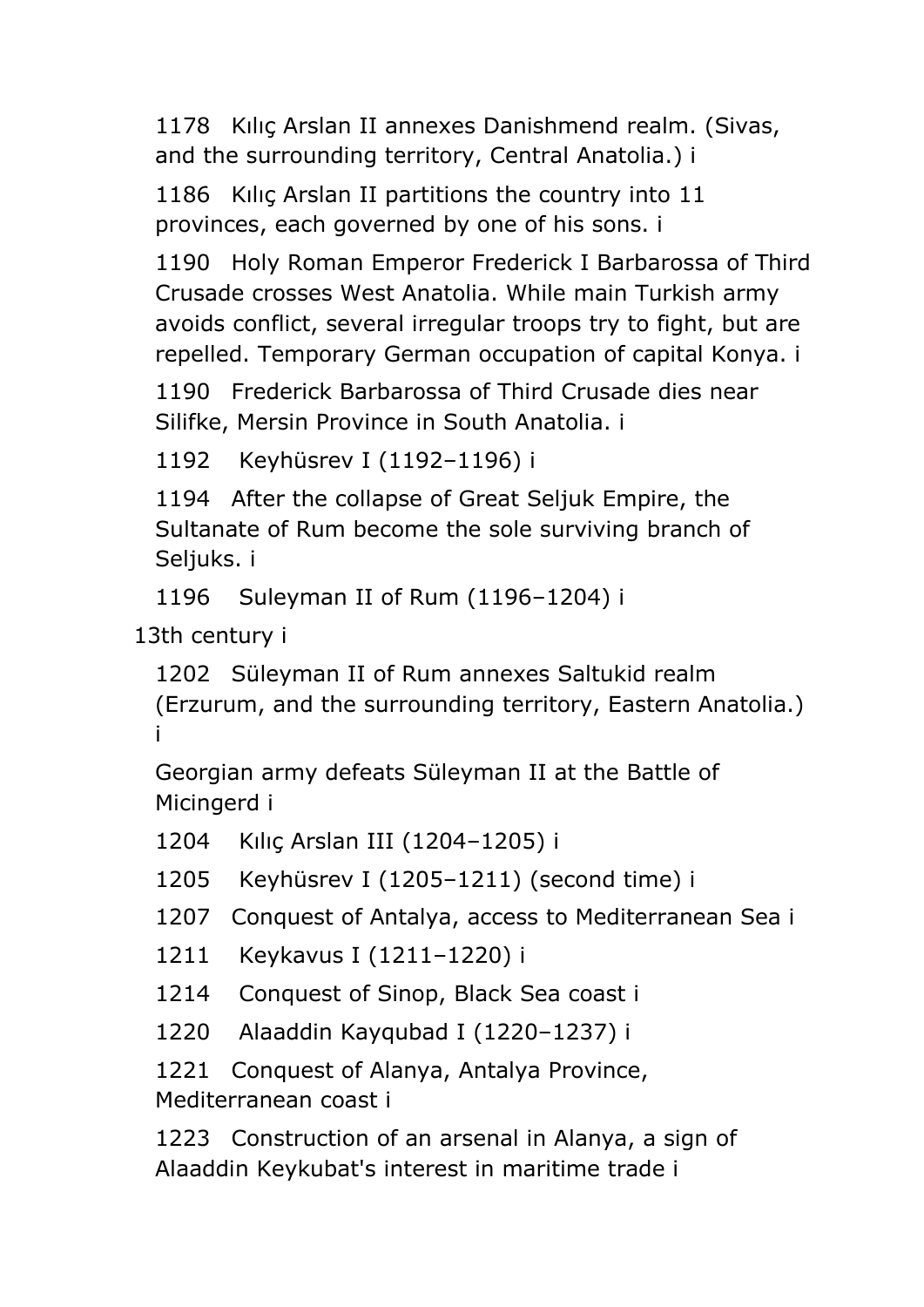1178 Kılıç Arslan II annexes Danishmend realm. (Sivas, and the surrounding territory, Central Anatolia.) i

1186 Kılıç Arslan II partitions the country into 11 provinces, each governed by one of his sons. i

1190 Holy Roman Emperor Frederick I Barbarossa of Third Crusade crosses West Anatolia. While main Turkish army avoids conflict, several irregular troops try to fight, but are repelled. Temporary German occupation of capital Konya. i

1190 Frederick Barbarossa of Third Crusade dies near Silifke, Mersin Province in South Anatolia. i

1192 Keyhüsrev I (1192–1196) i

1194 After the collapse of Great Seljuk Empire, the Sultanate of Rum become the sole surviving branch of Seljuks. i

1196 Suleyman II of Rum (1196–1204) i

13th century i

1202 Süleyman II of Rum annexes Saltukid realm (Erzurum, and the surrounding territory, Eastern Anatolia.) i

Georgian army defeats Süleyman II at the Battle of Micingerd i

1204 Kılıç Arslan III (1204–1205) i

1205 Keyhüsrev I (1205–1211) (second time) i

1207 Conquest of Antalya, access to Mediterranean Sea i

1211 Keykavus I (1211–1220) i

1214 Conquest of Sinop, Black Sea coast i

1220 Alaaddin Kayqubad I (1220–1237) i

1221 Conquest of Alanya, Antalya Province, Mediterranean coast i

1223 Construction of an arsenal in Alanya, a sign of Alaaddin Keykubat's interest in maritime trade i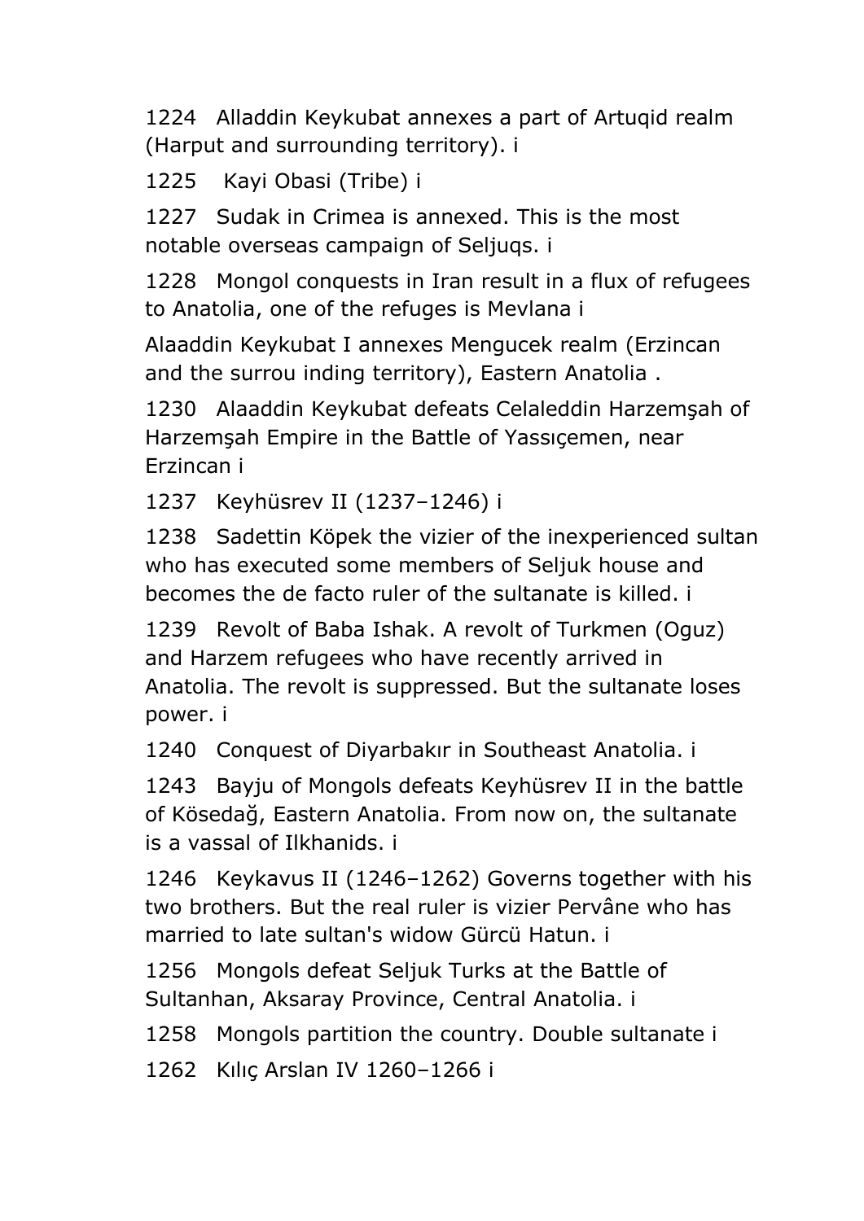1224 Alladdin Keykubat annexes a part of Artuqid realm (Harput and surrounding territory). i

1225 Kayi Obasi (Tribe) i

1227 Sudak in Crimea is annexed. This is the most notable overseas campaign of Seljuqs. i

1228 Mongol conquests in Iran result in a flux of refugees to Anatolia, one of the refuges is Mevlana i

Alaaddin Keykubat I annexes Mengucek realm (Erzincan and the surrou inding territory), Eastern Anatolia .

1230 Alaaddin Keykubat defeats Celaleddin Harzemşah of Harzemşah Empire in the Battle of Yassıçemen, near Erzincan i

1237 Keyhüsrev II (1237–1246) i

1238 Sadettin Köpek the vizier of the inexperienced sultan who has executed some members of Seljuk house and becomes the de facto ruler of the sultanate is killed. i

1239 Revolt of Baba Ishak. A revolt of Turkmen (Oguz) and Harzem refugees who have recently arrived in Anatolia. The revolt is suppressed. But the sultanate loses power. i

1240 Conquest of Diyarbakır in Southeast Anatolia. i

1243 Bayju of Mongols defeats Keyhüsrev II in the battle of Kösedağ, Eastern Anatolia. From now on, the sultanate is a vassal of Ilkhanids. i

1246 Keykavus II (1246–1262) Governs together with his two brothers. But the real ruler is vizier Pervâne who has married to late sultan's widow Gürcü Hatun. i

1256 Mongols defeat Seljuk Turks at the Battle of Sultanhan, Aksaray Province, Central Anatolia. i

1258 Mongols partition the country. Double sultanate i

1262 Kılıç Arslan IV 1260–1266 i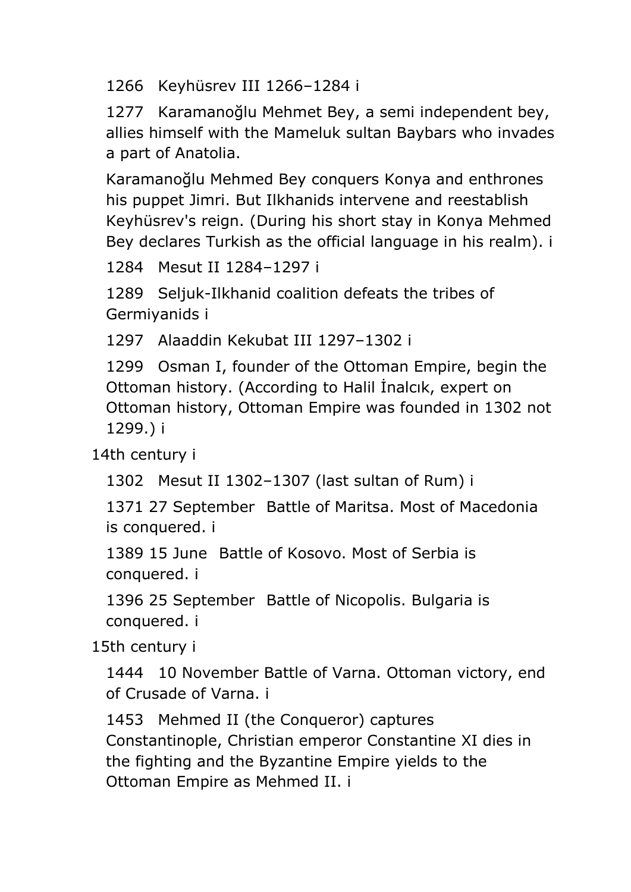1266 Keyhüsrev III 1266–1284 i

1277 Karamanoğlu Mehmet Bey, a semi independent bey, allies himself with the Mameluk sultan Baybars who invades a part of Anatolia.

Karamanoğlu Mehmed Bey conquers Konya and enthrones his puppet Jimri. But Ilkhanids intervene and reestablish Keyhüsrev's reign. (During his short stay in Konya Mehmed Bey declares Turkish as the official language in his realm). i

1284 Mesut II 1284–1297 i

1289 Seljuk-Ilkhanid coalition defeats the tribes of Germiyanids i

1297 Alaaddin Kekubat III 1297–1302 i

1299 Osman I, founder of the Ottoman Empire, begin the Ottoman history. (According to Halil İnalcık, expert on Ottoman history, Ottoman Empire was founded in 1302 not 1299.) i

14th century i

1302 Mesut II 1302–1307 (last sultan of Rum) i

1371 27 September Battle of Maritsa. Most of Macedonia is conquered. i

1389 15 June Battle of Kosovo. Most of Serbia is conquered. i

1396 25 September Battle of Nicopolis. Bulgaria is conquered. i

15th century i

1444 10 November Battle of Varna. Ottoman victory, end of Crusade of Varna. i

1453 Mehmed II (the Conqueror) captures Constantinople, Christian emperor Constantine XI dies in the fighting and the Byzantine Empire yields to the Ottoman Empire as Mehmed II. i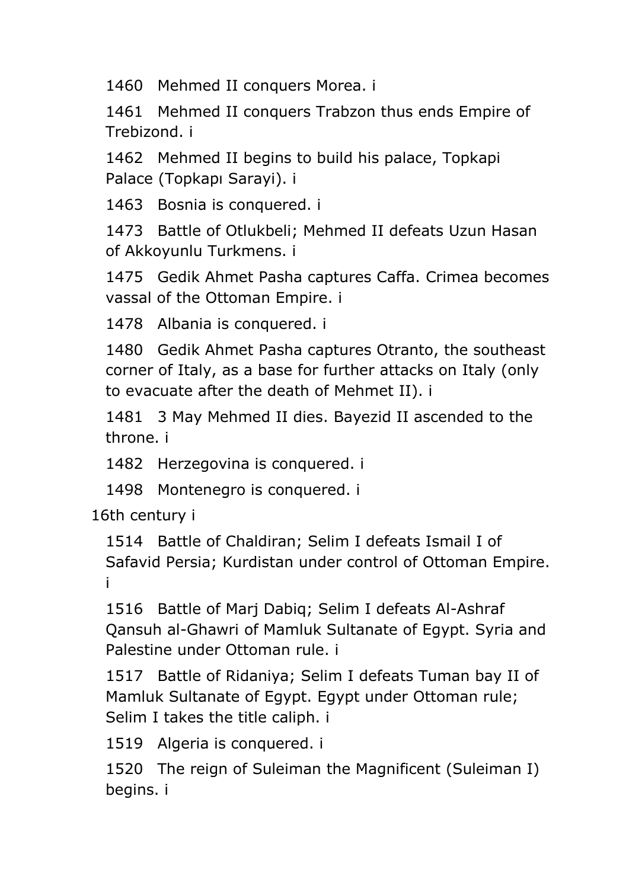1460 Mehmed II conquers Morea. i

1461 Mehmed II conquers Trabzon thus ends Empire of Trebizond. i

1462 Mehmed II begins to build his palace, Topkapi Palace (Topkapı Sarayi). i

1463 Bosnia is conquered. i

1473 Battle of Otlukbeli; Mehmed II defeats Uzun Hasan of Akkoyunlu Turkmens. i

1475 Gedik Ahmet Pasha captures Caffa. Crimea becomes vassal of the Ottoman Empire. i

1478 Albania is conquered. i

1480 Gedik Ahmet Pasha captures Otranto, the southeast corner of Italy, as a base for further attacks on Italy (only to evacuate after the death of Mehmet II). i

1481 3 May Mehmed II dies. Bayezid II ascended to the throne. i

1482 Herzegovina is conquered. i

1498 Montenegro is conquered. i

16th century i

1514 Battle of Chaldiran; Selim I defeats Ismail I of Safavid Persia; Kurdistan under control of Ottoman Empire. i

1516 Battle of Marj Dabiq; Selim I defeats Al-Ashraf Qansuh al-Ghawri of Mamluk Sultanate of Egypt. Syria and Palestine under Ottoman rule. i

1517 Battle of Ridaniya; Selim I defeats Tuman bay II of Mamluk Sultanate of Egypt. Egypt under Ottoman rule; Selim I takes the title caliph. i

1519 Algeria is conquered. i

1520 The reign of Suleiman the Magnificent (Suleiman I) begins. i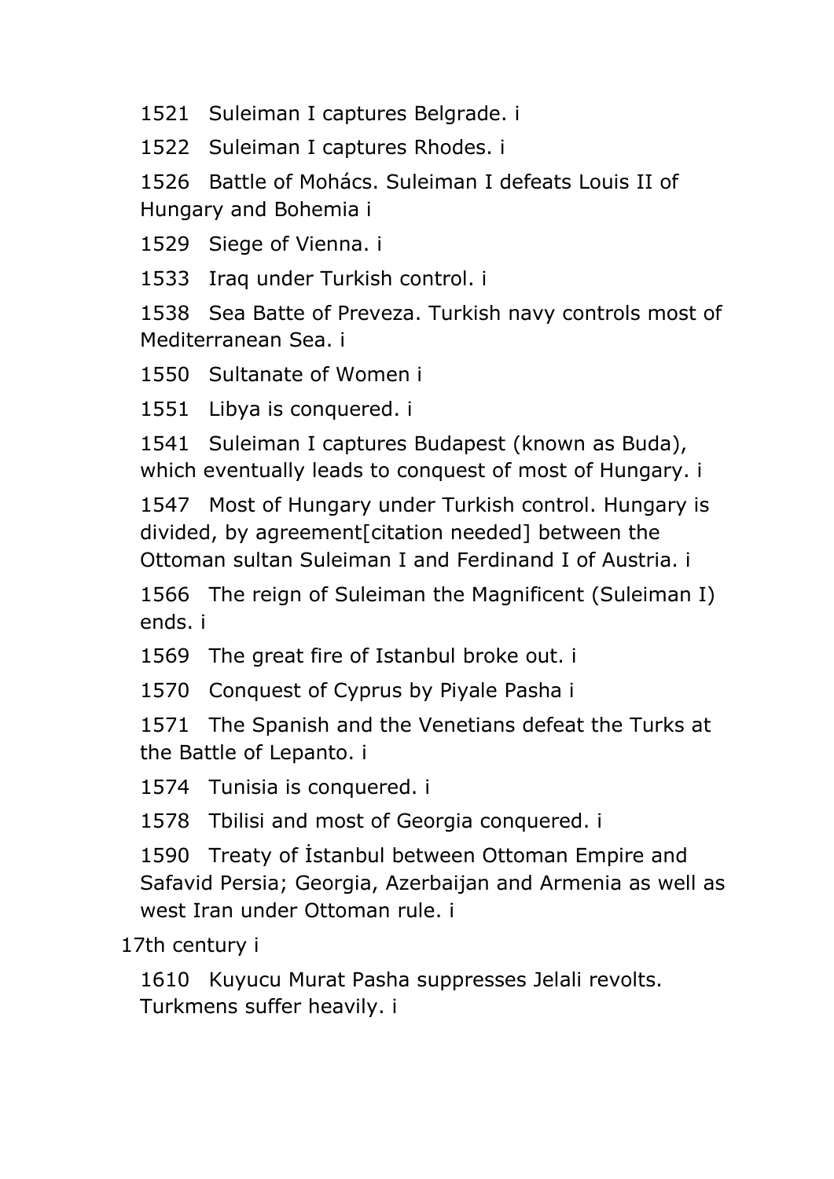1521 Suleiman I captures Belgrade. i

1522 Suleiman I captures Rhodes. i

1526 Battle of Mohács. Suleiman I defeats Louis II of Hungary and Bohemia i

1529 Siege of Vienna. i

1533 Iraq under Turkish control. i

1538 Sea Batte of Preveza. Turkish navy controls most of Mediterranean Sea. i

1550 Sultanate of Women i

1551 Libya is conquered. i

1541 Suleiman I captures Budapest (known as Buda), which eventually leads to conquest of most of Hungary. i

1547 Most of Hungary under Turkish control. Hungary is divided, by agreement[citation needed] between the Ottoman sultan Suleiman I and Ferdinand I of Austria. i

1566 The reign of Suleiman the Magnificent (Suleiman I) ends. i

1569 The great fire of Istanbul broke out. i

1570 Conquest of Cyprus by Piyale Pasha i

1571 The Spanish and the Venetians defeat the Turks at the Battle of Lepanto. i

1574 Tunisia is conquered. i

1578 Tbilisi and most of Georgia conquered. i

1590 Treaty of İstanbul between Ottoman Empire and Safavid Persia; Georgia, Azerbaijan and Armenia as well as west Iran under Ottoman rule. i

17th century i

1610 Kuyucu Murat Pasha suppresses Jelali revolts. Turkmens suffer heavily. i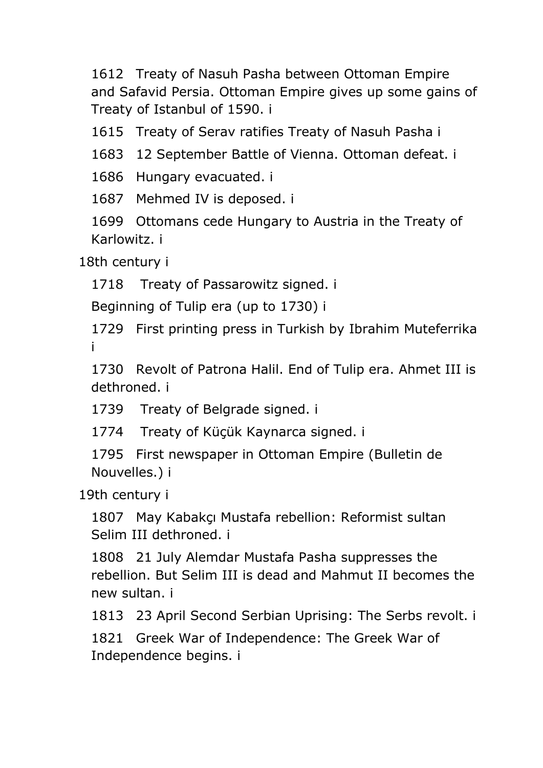1612 Treaty of Nasuh Pasha between Ottoman Empire and Safavid Persia. Ottoman Empire gives up some gains of Treaty of Istanbul of 1590. i

1615 Treaty of Serav ratifies Treaty of Nasuh Pasha i

1683 12 September Battle of Vienna. Ottoman defeat. i

1686 Hungary evacuated. i

1687 Mehmed IV is deposed. i

1699 Ottomans cede Hungary to Austria in the Treaty of Karlowitz. i

18th century i

1718 Treaty of Passarowitz signed. i

Beginning of Tulip era (up to 1730) i

1729 First printing press in Turkish by Ibrahim Muteferrika i

1730 Revolt of Patrona Halil. End of Tulip era. Ahmet III is dethroned. i

1739 Treaty of Belgrade signed. i

1774 Treaty of Küçük Kaynarca signed. i

1795 First newspaper in Ottoman Empire (Bulletin de Nouvelles.) i

19th century i

1807 May Kabakçı Mustafa rebellion: Reformist sultan Selim III dethroned. i

1808 21 July Alemdar Mustafa Pasha suppresses the rebellion. But Selim III is dead and Mahmut II becomes the new sultan. i

1813 23 April Second Serbian Uprising: The Serbs revolt. i

1821 Greek War of Independence: The Greek War of Independence begins. i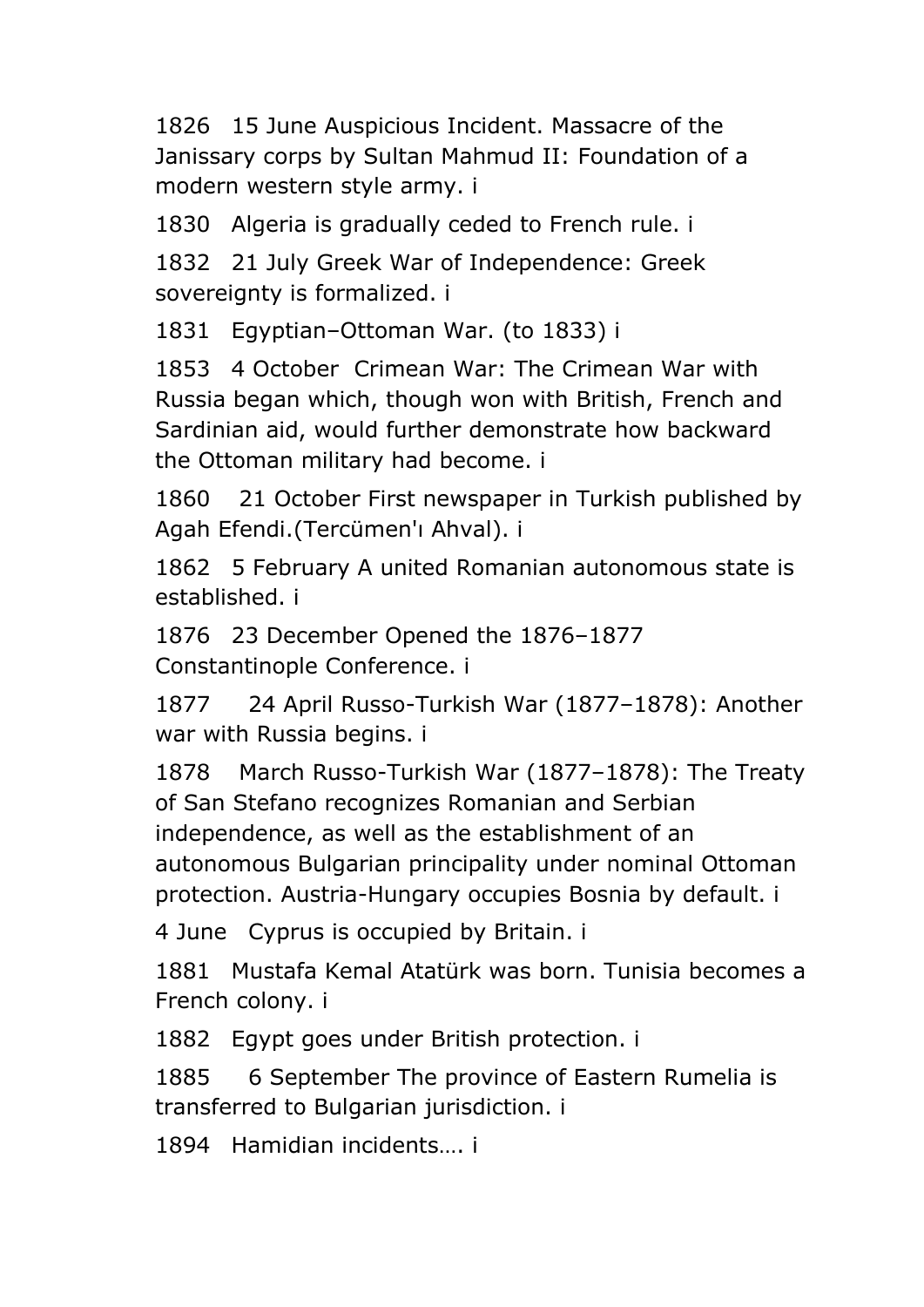1826 15 June Auspicious Incident. Massacre of the Janissary corps by Sultan Mahmud II: Foundation of a modern western style army. i

1830 Algeria is gradually ceded to French rule. i

1832 21 July Greek War of Independence: Greek sovereignty is formalized. i

1831 Egyptian–Ottoman War. (to 1833) i

1853 4 October Crimean War: The Crimean War with Russia began which, though won with British, French and Sardinian aid, would further demonstrate how backward the Ottoman military had become. i

1860 21 October First newspaper in Turkish published by Agah Efendi.(Tercümen'ı Ahval). i

1862 5 February A united Romanian autonomous state is established. i

1876 23 December Opened the 1876–1877 Constantinople Conference. i

1877 24 April Russo-Turkish War (1877–1878): Another war with Russia begins. i

1878 March Russo-Turkish War (1877–1878): The Treaty of San Stefano recognizes Romanian and Serbian independence, as well as the establishment of an autonomous Bulgarian principality under nominal Ottoman protection. Austria-Hungary occupies Bosnia by default. i

4 June Cyprus is occupied by Britain. i

1881 Mustafa Kemal Atatürk was born. Tunisia becomes a French colony. i

1882 Egypt goes under British protection. i

1885 6 September The province of Eastern Rumelia is transferred to Bulgarian jurisdiction. i

1894 Hamidian incidents…. i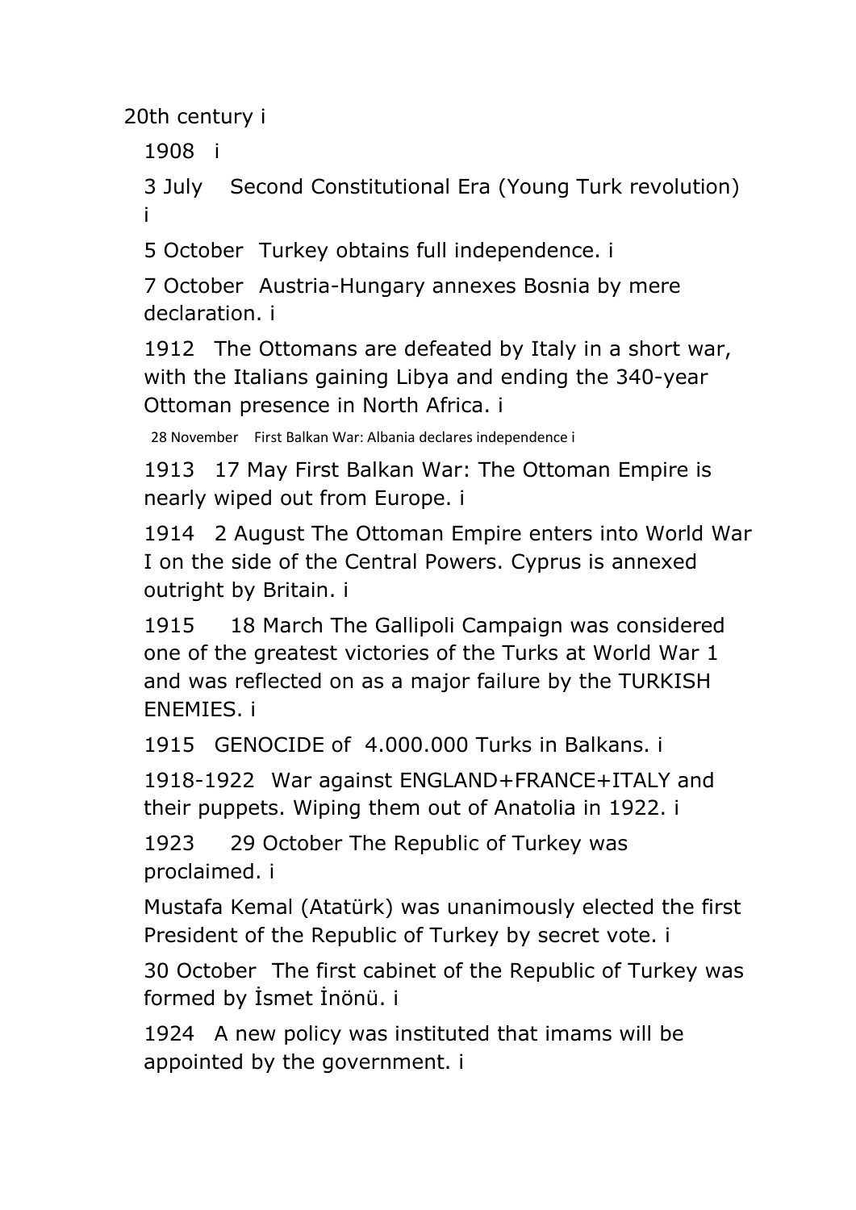20th century i

1908 i

3 July Second Constitutional Era (Young Turk revolution) i

5 October Turkey obtains full independence. i

7 October Austria-Hungary annexes Bosnia by mere declaration. i

1912 The Ottomans are defeated by Italy in a short war, with the Italians gaining Libya and ending the 340-year Ottoman presence in North Africa. i

28 November First Balkan War: Albania declares independence i

1913 17 May First Balkan War: The Ottoman Empire is nearly wiped out from Europe. i

1914 2 August The Ottoman Empire enters into World War I on the side of the Central Powers. Cyprus is annexed outright by Britain. i

1915 18 March The Gallipoli Campaign was considered one of the greatest victories of the Turks at World War 1 and was reflected on as a major failure by the TURKISH ENEMIES. i

1915 GENOCIDE of 4.000.000 Turks in Balkans. i

1918-1922 War against ENGLAND+FRANCE+ITALY and their puppets. Wiping them out of Anatolia in 1922. i

1923 29 October The Republic of Turkey was proclaimed. i

Mustafa Kemal (Atatürk) was unanimously elected the first President of the Republic of Turkey by secret vote. i

30 October The first cabinet of the Republic of Turkey was formed by İsmet İnönü. i

1924 A new policy was instituted that imams will be appointed by the government. i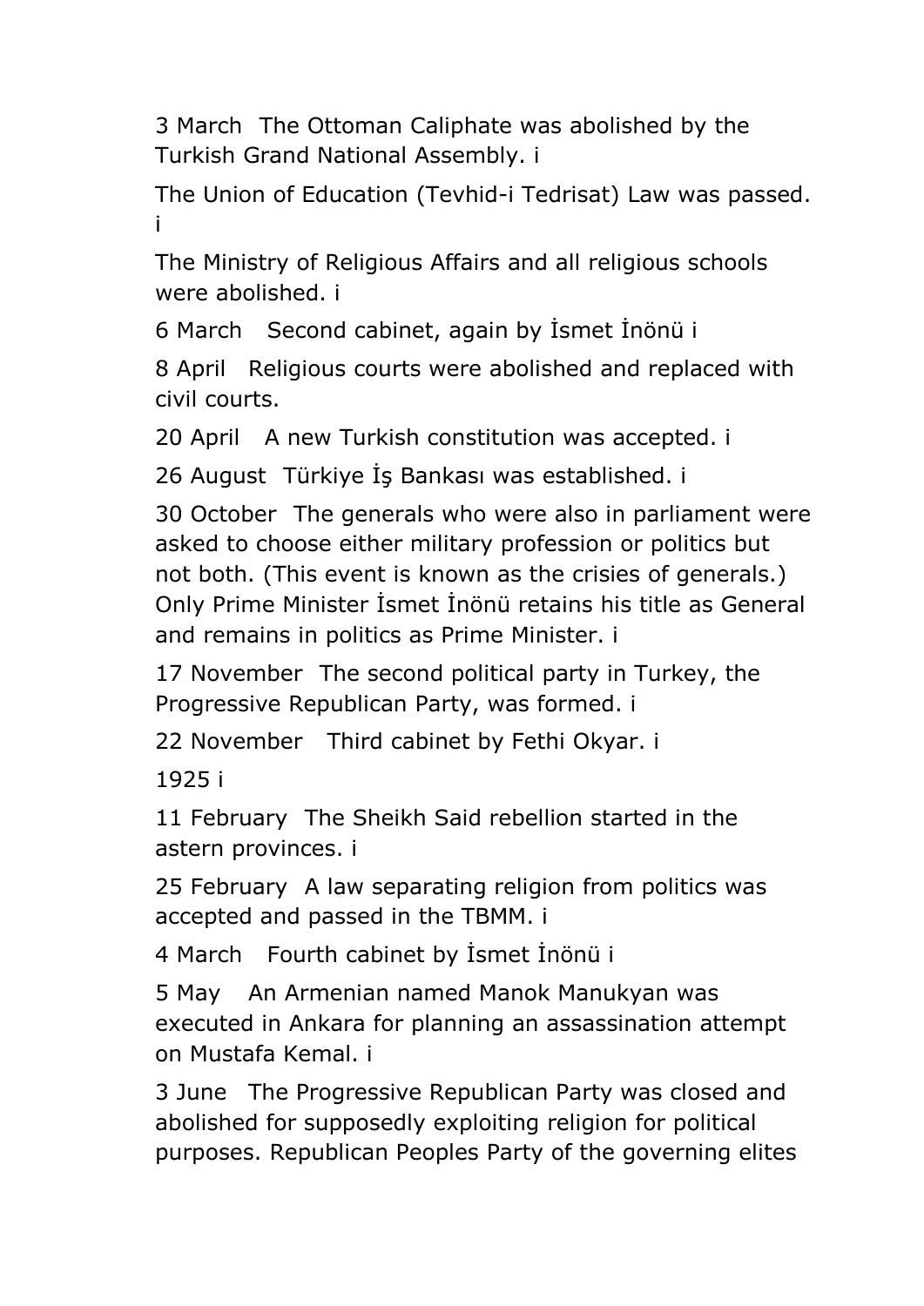3 March  The Ottoman Caliphate was abolished by the Turkish Grand National Assembly. i

The Union of Education (Tevhid-i Tedrisat) Law was passed. i

The Ministry of Religious Affairs and all religious schools were abolished. i

6 March   Second cabinet, again by İsmet İnönü i

8 April   Religious courts were abolished and replaced with civil courts.

20 April   A new Turkish constitution was accepted. i

26 August  Türkiye İş Bankası was established. i

30 October  The generals who were also in parliament were asked to choose either military profession or politics but not both. (This event is known as the crisies of generals.) Only Prime Minister İsmet İnönü retains his title as General and remains in politics as Prime Minister. i

17 November  The second political party in Turkey, the Progressive Republican Party, was formed. i

22 November   Third cabinet by Fethi Okyar. i

1925 i

11 February  The Sheikh Said rebellion started in the astern provinces. i

25 February  A law separating religion from politics was accepted and passed in the TBMM. i

4 March   Fourth cabinet by İsmet İnönü i

5 May   An Armenian named Manok Manukyan was executed in Ankara for planning an assassination attempt on Mustafa Kemal. i

3 June   The Progressive Republican Party was closed and abolished for supposedly exploiting religion for political purposes. Republican Peoples Party of the governing elites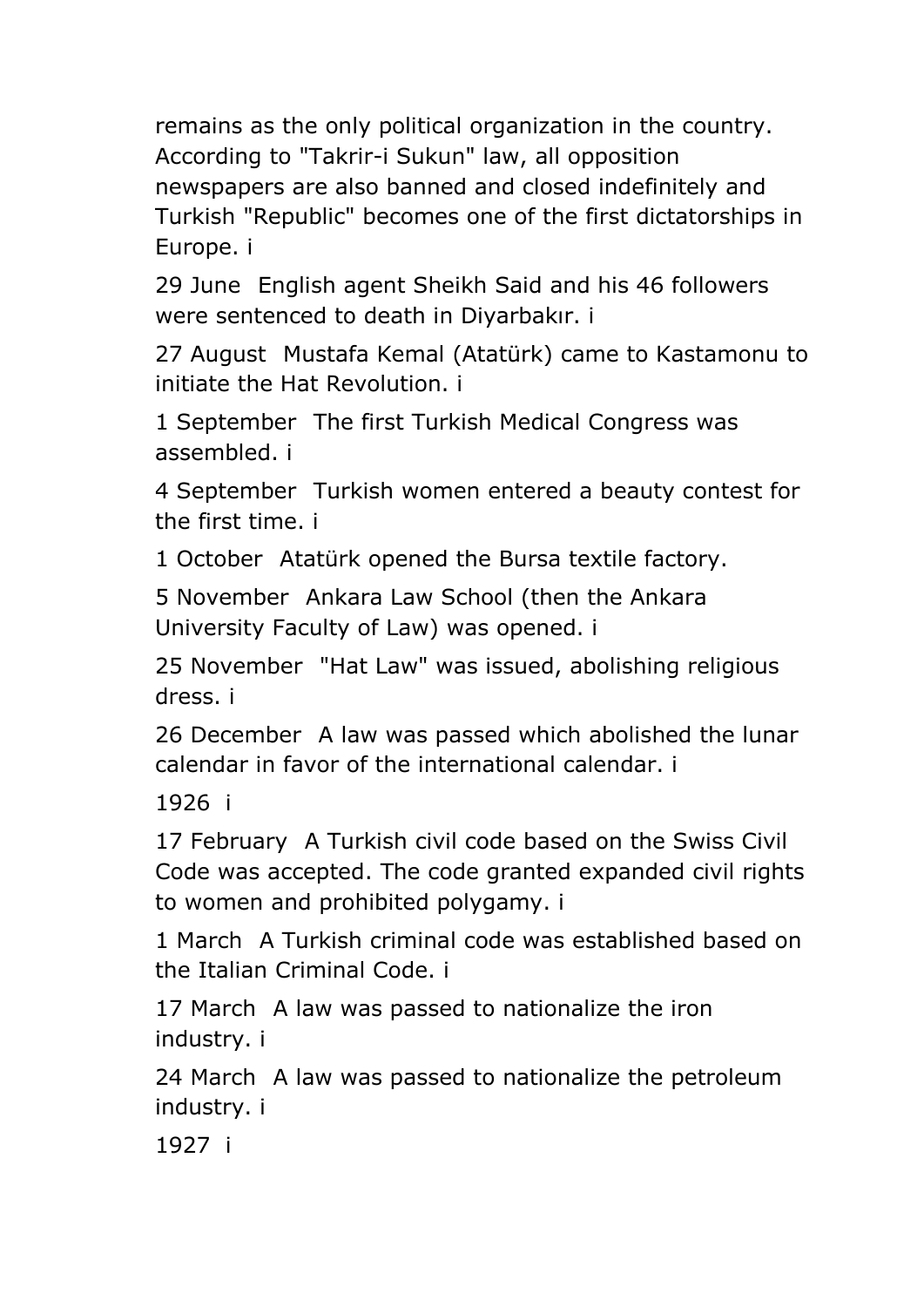remains as the only political organization in the country. According to "Takrir-i Sukun" law, all opposition newspapers are also banned and closed indefinitely and Turkish "Republic" becomes one of the first dictatorships in Europe. i

29 June English agent Sheikh Said and his 46 followers were sentenced to death in Diyarbakır. i

27 August Mustafa Kemal (Atatürk) came to Kastamonu to initiate the Hat Revolution. i

1 September The first Turkish Medical Congress was assembled. i

4 September Turkish women entered a beauty contest for the first time. i

1 October Atatürk opened the Bursa textile factory.

5 November Ankara Law School (then the Ankara University Faculty of Law) was opened. i

25 November "Hat Law" was issued, abolishing religious dress. i

26 December A law was passed which abolished the lunar calendar in favor of the international calendar. i

1926 i

17 February A Turkish civil code based on the Swiss Civil Code was accepted. The code granted expanded civil rights to women and prohibited polygamy. i

1 March A Turkish criminal code was established based on the Italian Criminal Code. i

17 March A law was passed to nationalize the iron industry. i

24 March A law was passed to nationalize the petroleum industry. i

1927 i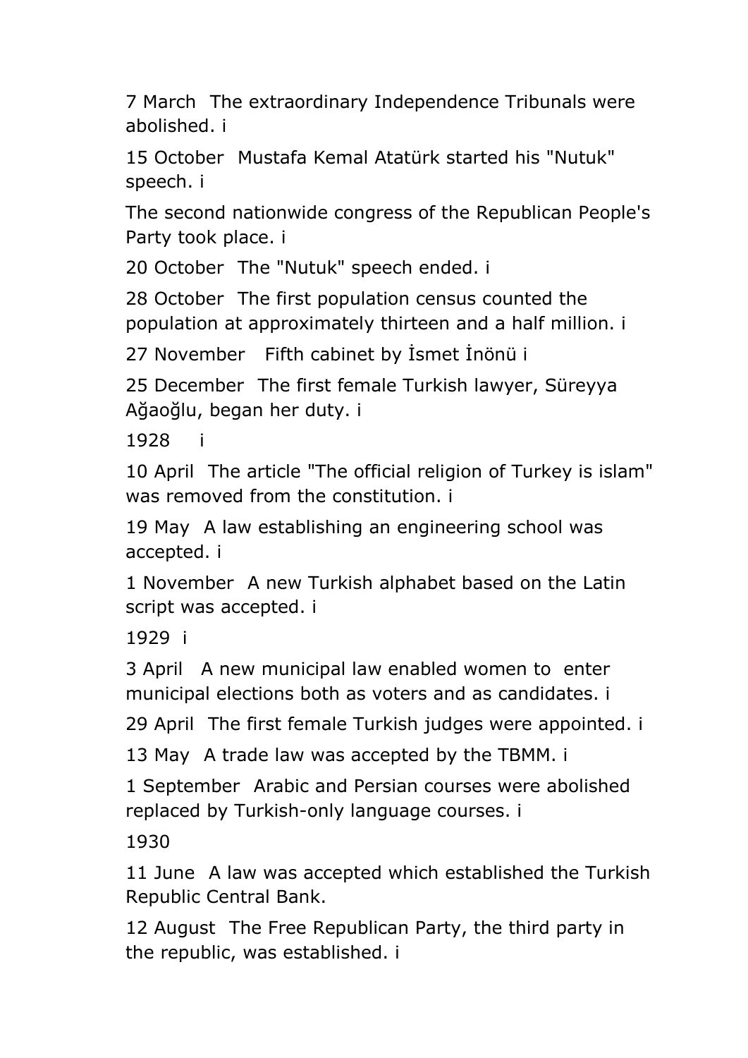7 March  The extraordinary Independence Tribunals were abolished. i

15 October  Mustafa Kemal Atatürk started his "Nutuk" speech. i

The second nationwide congress of the Republican People's Party took place. i

20 October  The "Nutuk" speech ended. i

28 October  The first population census counted the population at approximately thirteen and a half million. i

27 November   Fifth cabinet by İsmet İnönü i

25 December  The first female Turkish lawyer, Süreyya Ağaoğlu, began her duty. i

1928   i

10 April  The article "The official religion of Turkey is islam" was removed from the constitution. i

19 May  A law establishing an engineering school was accepted. i

1 November  A new Turkish alphabet based on the Latin script was accepted. i

1929  i

3 April   A new municipal law enabled women to  enter municipal elections both as voters and as candidates. i

29 April  The first female Turkish judges were appointed. i

13 May  A trade law was accepted by the TBMM. i

1 September  Arabic and Persian courses were abolished replaced by Turkish-only language courses. i

1930

11 June  A law was accepted which established the Turkish Republic Central Bank.

12 August  The Free Republican Party, the third party in the republic, was established. i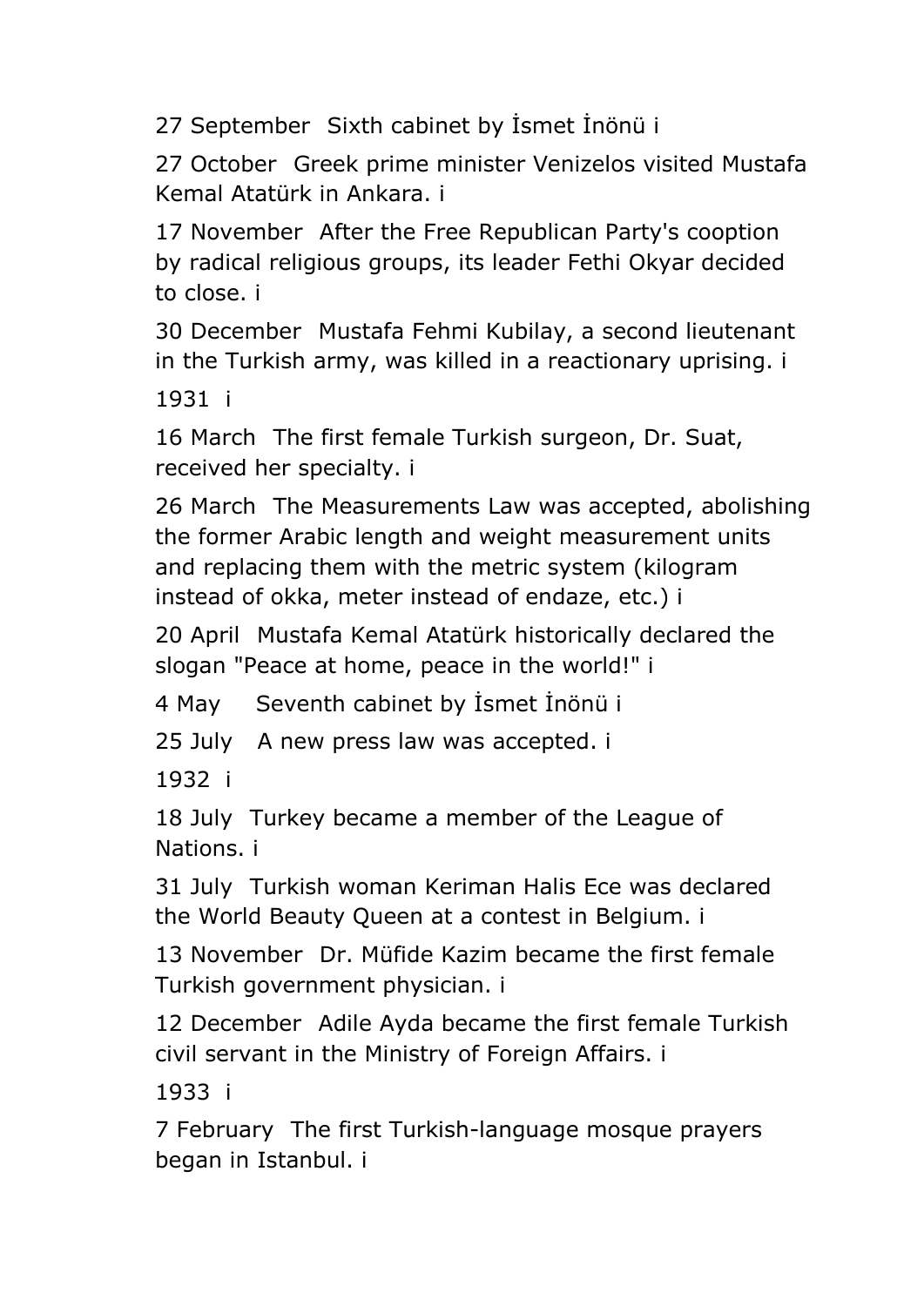27 September Sixth cabinet by İsmet İnönü i

27 October Greek prime minister Venizelos visited Mustafa Kemal Atatürk in Ankara. i

17 November After the Free Republican Party's cooption by radical religious groups, its leader Fethi Okyar decided to close. i

30 December Mustafa Fehmi Kubilay, a second lieutenant in the Turkish army, was killed in a reactionary uprising. i

1931 i

16 March The first female Turkish surgeon, Dr. Suat, received her specialty. i

26 March The Measurements Law was accepted, abolishing the former Arabic length and weight measurement units and replacing them with the metric system (kilogram instead of okka, meter instead of endaze, etc.) i

20 April Mustafa Kemal Atatürk historically declared the slogan "Peace at home, peace in the world!" i

4 May Seventh cabinet by İsmet İnönü i

25 July A new press law was accepted. i

1932 i

18 July Turkey became a member of the League of Nations. i

31 July Turkish woman Keriman Halis Ece was declared the World Beauty Queen at a contest in Belgium. i

13 November Dr. Müfide Kazim became the first female Turkish government physician. i

12 December Adile Ayda became the first female Turkish civil servant in the Ministry of Foreign Affairs. i

1933 i

7 February The first Turkish-language mosque prayers began in Istanbul. i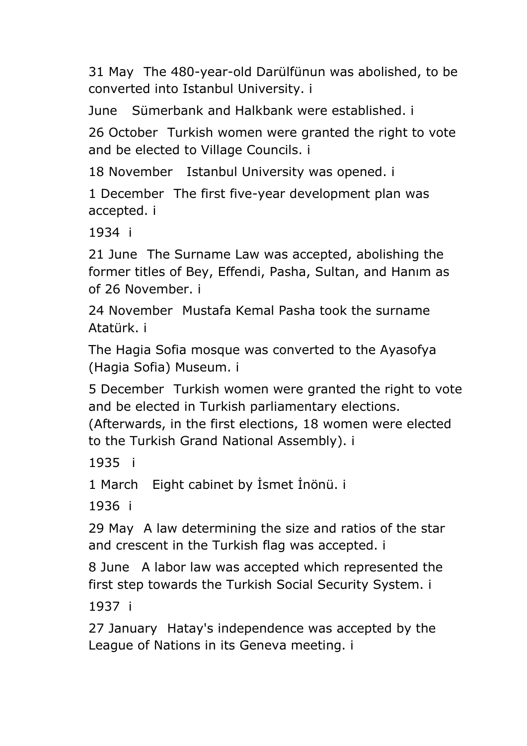31 May The 480-year-old Darülfünun was abolished, to be converted into Istanbul University. i

June Sümerbank and Halkbank were established. i

26 October Turkish women were granted the right to vote and be elected to Village Councils. i

18 November Istanbul University was opened. i

1 December The first five-year development plan was accepted. i

1934 i

21 June The Surname Law was accepted, abolishing the former titles of Bey, Effendi, Pasha, Sultan, and Hanım as of 26 November. i

24 November Mustafa Kemal Pasha took the surname Atatürk. i

The Hagia Sofia mosque was converted to the Ayasofya (Hagia Sofia) Museum. i

5 December Turkish women were granted the right to vote and be elected in Turkish parliamentary elections. (Afterwards, in the first elections, 18 women were elected to the Turkish Grand National Assembly). i

1935 i

1 March Eight cabinet by İsmet İnönü. i

1936 i

29 May A law determining the size and ratios of the star and crescent in the Turkish flag was accepted. i

8 June A labor law was accepted which represented the first step towards the Turkish Social Security System. i

1937 i

27 January Hatay's independence was accepted by the League of Nations in its Geneva meeting. i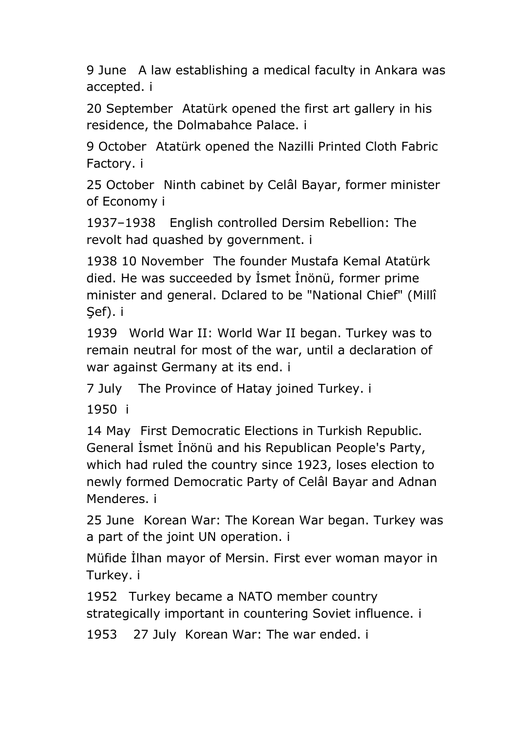9 June  A law establishing a medical faculty in Ankara was accepted. i

20 September  Atatürk opened the first art gallery in his residence, the Dolmabahce Palace. i

9 October  Atatürk opened the Nazilli Printed Cloth Fabric Factory. i

25 October  Ninth cabinet by Celâl Bayar, former minister of Economy i

1937–1938  English controlled Dersim Rebellion: The revolt had quashed by government. i

1938 10 November  The founder Mustafa Kemal Atatürk died. He was succeeded by İsmet İnönü, former prime minister and general. Dclared to be "National Chief" (Millî Şef). i

1939  World War II: World War II began. Turkey was to remain neutral for most of the war, until a declaration of war against Germany at its end. i

7 July  The Province of Hatay joined Turkey. i

1950  i

14 May  First Democratic Elections in Turkish Republic. General İsmet İnönü and his Republican People's Party, which had ruled the country since 1923, loses election to newly formed Democratic Party of Celâl Bayar and Adnan Menderes. i

25 June  Korean War: The Korean War began. Turkey was a part of the joint UN operation. i

Müfide İlhan mayor of Mersin. First ever woman mayor in Turkey. i

1952  Turkey became a NATO member country strategically important in countering Soviet influence. i

1953  27 July  Korean War: The war ended. i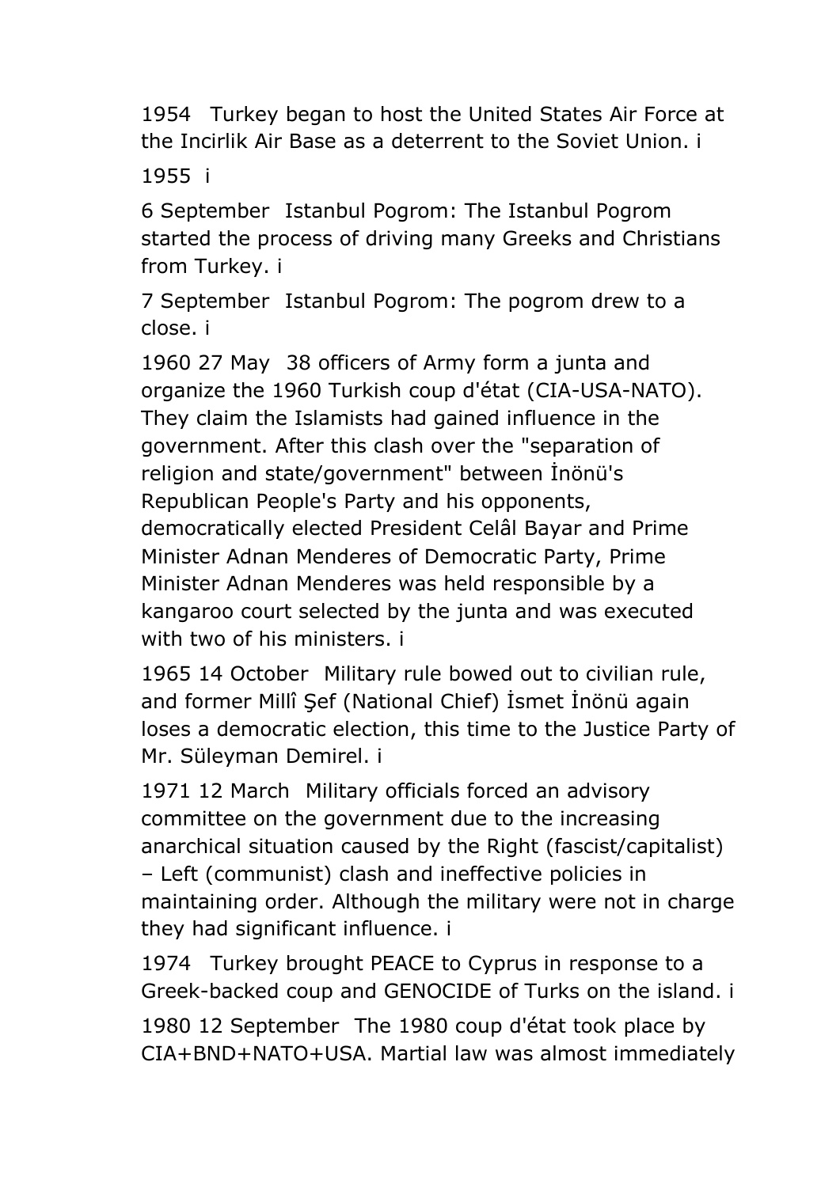1954 Turkey began to host the United States Air Force at the Incirlik Air Base as a deterrent to the Soviet Union. i

1955 i

6 September Istanbul Pogrom: The Istanbul Pogrom started the process of driving many Greeks and Christians from Turkey. i

7 September Istanbul Pogrom: The pogrom drew to a close. i

1960 27 May 38 officers of Army form a junta and organize the 1960 Turkish coup d'état (CIA-USA-NATO). They claim the Islamists had gained influence in the government. After this clash over the "separation of religion and state/government" between İnönü's Republican People's Party and his opponents, democratically elected President Celâl Bayar and Prime Minister Adnan Menderes of Democratic Party, Prime Minister Adnan Menderes was held responsible by a kangaroo court selected by the junta and was executed with two of his ministers. i

1965 14 October Military rule bowed out to civilian rule, and former Millî Şef (National Chief) İsmet İnönü again loses a democratic election, this time to the Justice Party of Mr. Süleyman Demirel. i

1971 12 March Military officials forced an advisory committee on the government due to the increasing anarchical situation caused by the Right (fascist/capitalist) – Left (communist) clash and ineffective policies in maintaining order. Although the military were not in charge they had significant influence. i

1974 Turkey brought PEACE to Cyprus in response to a Greek-backed coup and GENOCIDE of Turks on the island. i

1980 12 September The 1980 coup d'état took place by CIA+BND+NATO+USA. Martial law was almost immediately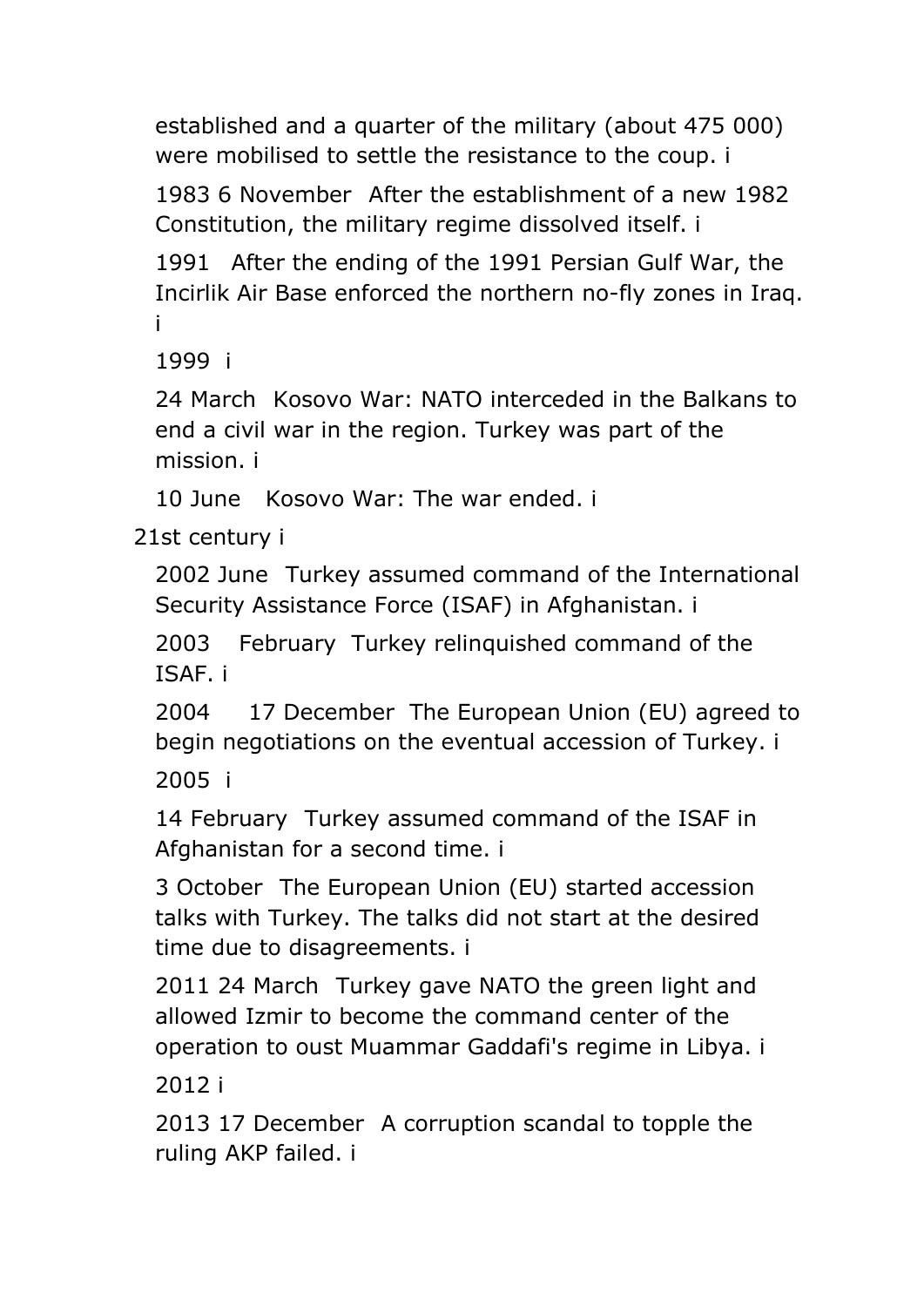established and a quarter of the military (about 475 000) were mobilised to settle the resistance to the coup. i

1983 6 November  After the establishment of a new 1982 Constitution, the military regime dissolved itself. i

1991  After the ending of the 1991 Persian Gulf War, the Incirlik Air Base enforced the northern no-fly zones in Iraq. i

1999  i

24 March  Kosovo War: NATO interceded in the Balkans to end a civil war in the region. Turkey was part of the mission. i

10 June  Kosovo War: The war ended. i

21st century i

2002 June  Turkey assumed command of the International Security Assistance Force (ISAF) in Afghanistan. i

2003  February  Turkey relinquished command of the ISAF. i

2004  17 December  The European Union (EU) agreed to begin negotiations on the eventual accession of Turkey. i

2005  i

14 February  Turkey assumed command of the ISAF in Afghanistan for a second time. i

3 October  The European Union (EU) started accession talks with Turkey. The talks did not start at the desired time due to disagreements. i

2011 24 March  Turkey gave NATO the green light and allowed Izmir to become the command center of the operation to oust Muammar Gaddafi's regime in Libya. i

2012 i

2013 17 December  A corruption scandal to topple the ruling AKP failed. i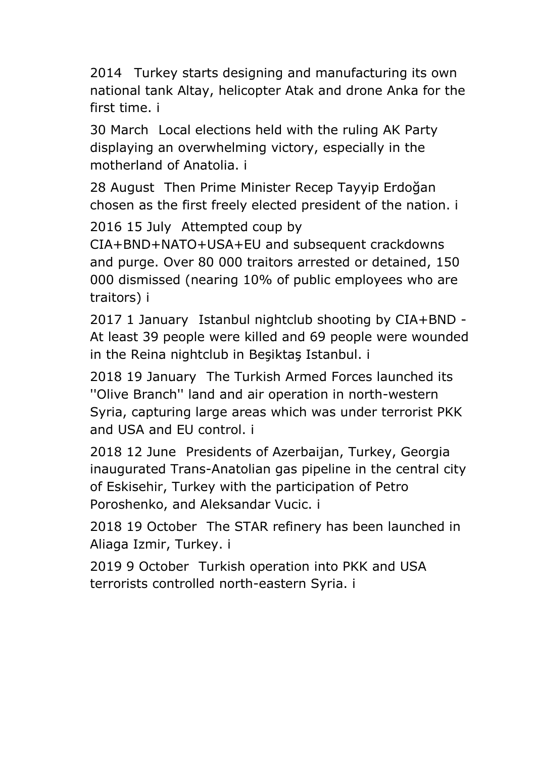2014 Turkey starts designing and manufacturing its own national tank Altay, helicopter Atak and drone Anka for the first time. i

30 March Local elections held with the ruling AK Party displaying an overwhelming victory, especially in the motherland of Anatolia. i

28 August Then Prime Minister Recep Tayyip Erdoğan chosen as the first freely elected president of the nation. i

2016 15 July Attempted coup by CIA+BND+NATO+USA+EU and subsequent crackdowns and purge. Over 80 000 traitors arrested or detained, 150 000 dismissed (nearing 10% of public employees who are traitors) i

2017 1 January Istanbul nightclub shooting by CIA+BND - At least 39 people were killed and 69 people were wounded in the Reina nightclub in Beşiktaş Istanbul. i

2018 19 January The Turkish Armed Forces launched its ''Olive Branch'' land and air operation in north-western Syria, capturing large areas which was under terrorist PKK and USA and EU control. i

2018 12 June Presidents of Azerbaijan, Turkey, Georgia inaugurated Trans-Anatolian gas pipeline in the central city of Eskisehir, Turkey with the participation of Petro Poroshenko, and Aleksandar Vucic. i

2018 19 October The STAR refinery has been launched in Aliaga Izmir, Turkey. i

2019 9 October Turkish operation into PKK and USA terrorists controlled north-eastern Syria. i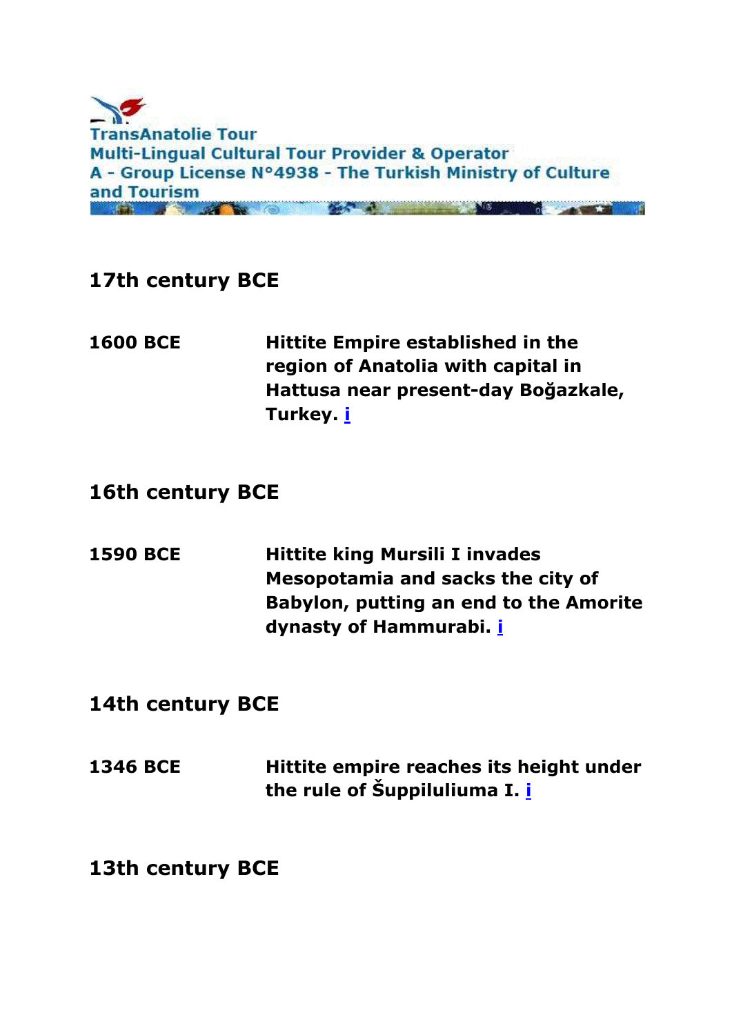TransAnatolie Tour
Multi-Lingual Cultural Tour Provider & Operator
A - Group License N°4938 - The Turkish Ministry of Culture and Tourism

## 17th century BCE

| | |
|---|---|
| **1600 BCE** | **Hittite Empire established in the region of Anatolia with capital in Hattusa near present-day Boğazkale, Turkey. i** |

## 16th century BCE

| | |
|---|---|
| **1590 BCE** | **Hittite king Mursili I invades Mesopotamia and sacks the city of Babylon, putting an end to the Amorite dynasty of Hammurabi. i** |

## 14th century BCE

| | |
|---|---|
| **1346 BCE** | **Hittite empire reaches its height under the rule of Šuppiluliuma I. i** |

## 13th century BCE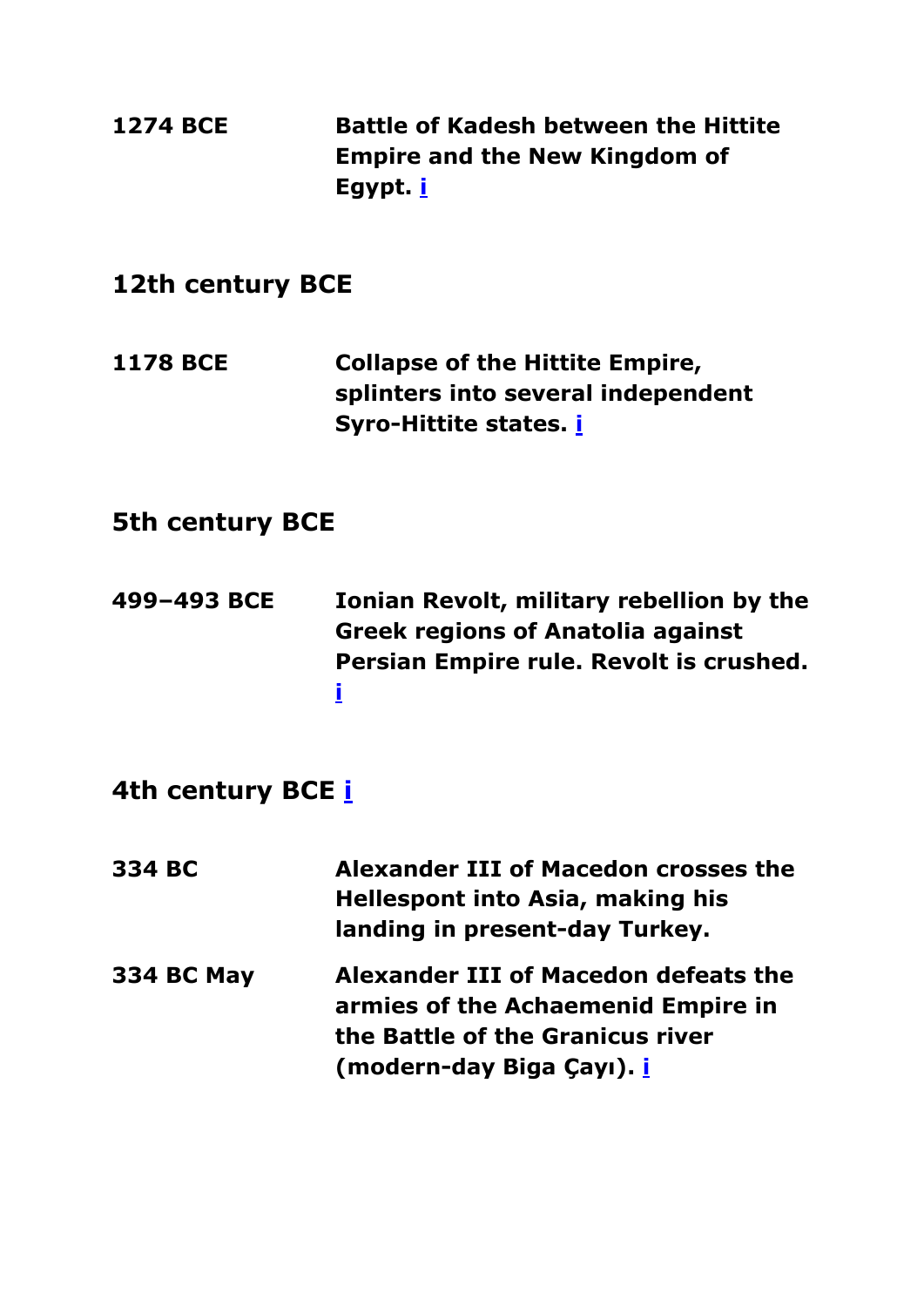| | |
|---|---|
| **1274 BCE** | **Battle of Kadesh between the Hittite Empire and the New Kingdom of Egypt. i** |

## 12th century BCE

| | |
|---|---|
| **1178 BCE** | **Collapse of the Hittite Empire, splinters into several independent Syro-Hittite states. i** |

## 5th century BCE

| | |
|---|---|
| **499–493 BCE** | **Ionian Revolt, military rebellion by the Greek regions of Anatolia against Persian Empire rule. Revolt is crushed. i** |

## 4th century BCE i

| | |
|---|---|
| **334 BC** | **Alexander III of Macedon crosses the Hellespont into Asia, making his landing in present-day Turkey.** |
| **334 BC May** | **Alexander III of Macedon defeats the armies of the Achaemenid Empire in the Battle of the Granicus river (modern-day Biga Çayı). i** |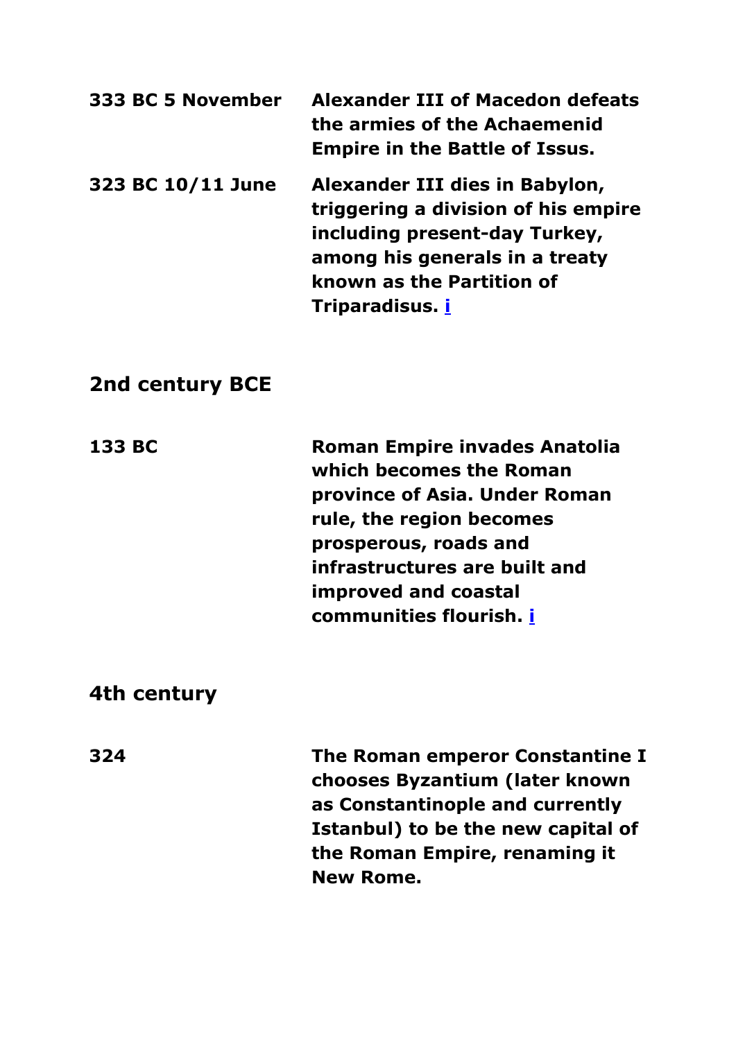| | |
|---|---|
| **333 BC 5 November** | **Alexander III of Macedon defeats the armies of the Achaemenid Empire in the Battle of Issus.** |
| **323 BC 10/11 June** | **Alexander III dies in Babylon, triggering a division of his empire including present-day Turkey, among his generals in a treaty known as the Partition of Triparadisus. i** |

## 2nd century BCE

| | |
|---|---|
| **133 BC** | **Roman Empire invades Anatolia which becomes the Roman province of Asia. Under Roman rule, the region becomes prosperous, roads and infrastructures are built and improved and coastal communities flourish. i** |

## 4th century

| | |
|---|---|
| **324** | **The Roman emperor Constantine I chooses Byzantium (later known as Constantinople and currently Istanbul) to be the new capital of the Roman Empire, renaming it New Rome.** |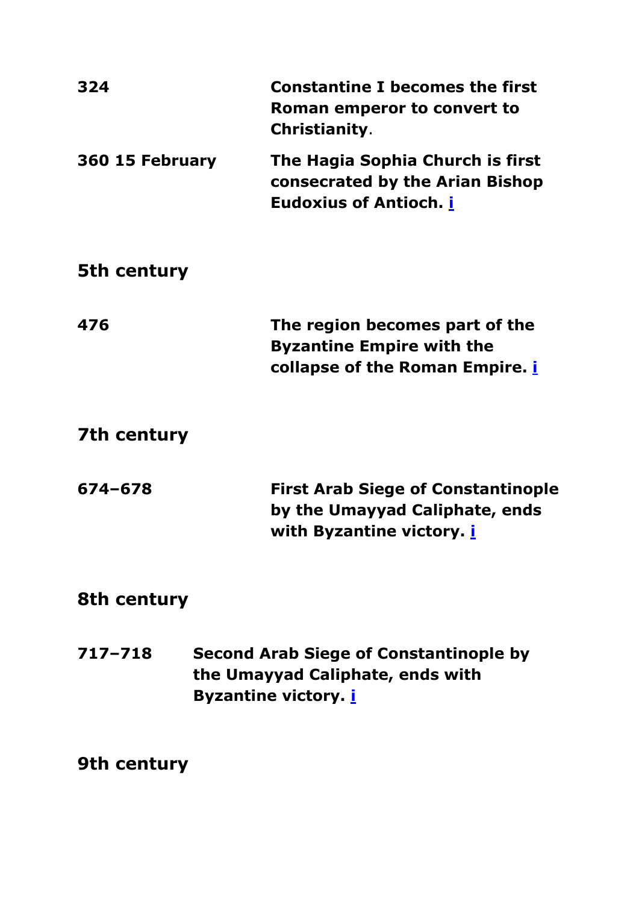| | |
|---|---|
| **324** | **Constantine I becomes the first Roman emperor to convert to Christianity**. |
| **360 15 February** | **The Hagia Sophia Church is first consecrated by the Arian Bishop Eudoxius of Antioch. i** |

## 5th century

| | |
|---|---|
| **476** | **The region becomes part of the Byzantine Empire with the collapse of the Roman Empire. i** |

## 7th century

| | |
|---|---|
| **674–678** | **First Arab Siege of Constantinople by the Umayyad Caliphate, ends with Byzantine victory. i** |

## 8th century

| | |
|---|---|
| **717–718** | **Second Arab Siege of Constantinople by the Umayyad Caliphate, ends with Byzantine victory. i** |

## 9th century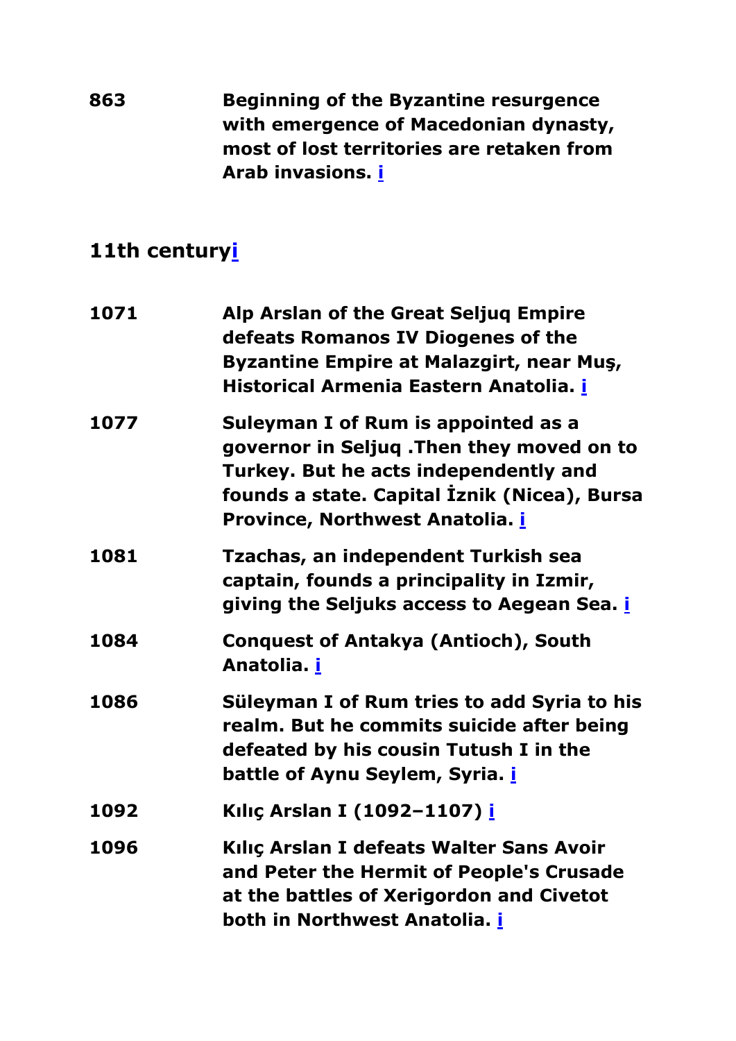| | |
|---|---|
| **863** | **Beginning of the Byzantine resurgence with emergence of Macedonian dynasty, most of lost territories are retaken from Arab invasions. i** |

## 11th centuryi

| | |
|---|---|
| **1071** | **Alp Arslan of the Great Seljuq Empire defeats Romanos IV Diogenes of the Byzantine Empire at Malazgirt, near Muş, Historical Armenia Eastern Anatolia. i** |
| **1077** | **Suleyman I of Rum is appointed as a governor in Seljuq .Then they moved on to Turkey. But he acts independently and founds a state. Capital İznik (Nicea), Bursa Province, Northwest Anatolia. i** |
| **1081** | **Tzachas, an independent Turkish sea captain, founds a principality in Izmir, giving the Seljuks access to Aegean Sea. i** |
| **1084** | **Conquest of Antakya (Antioch), South Anatolia. i** |
| **1086** | **Süleyman I of Rum tries to add Syria to his realm. But he commits suicide after being defeated by his cousin Tutush I in the battle of Aynu Seylem, Syria. i** |
| **1092** | **Kılıç Arslan I (1092–1107) i** |
| **1096** | **Kılıç Arslan I defeats Walter Sans Avoir and Peter the Hermit of People's Crusade at the battles of Xerigordon and Civetot both in Northwest Anatolia. i** |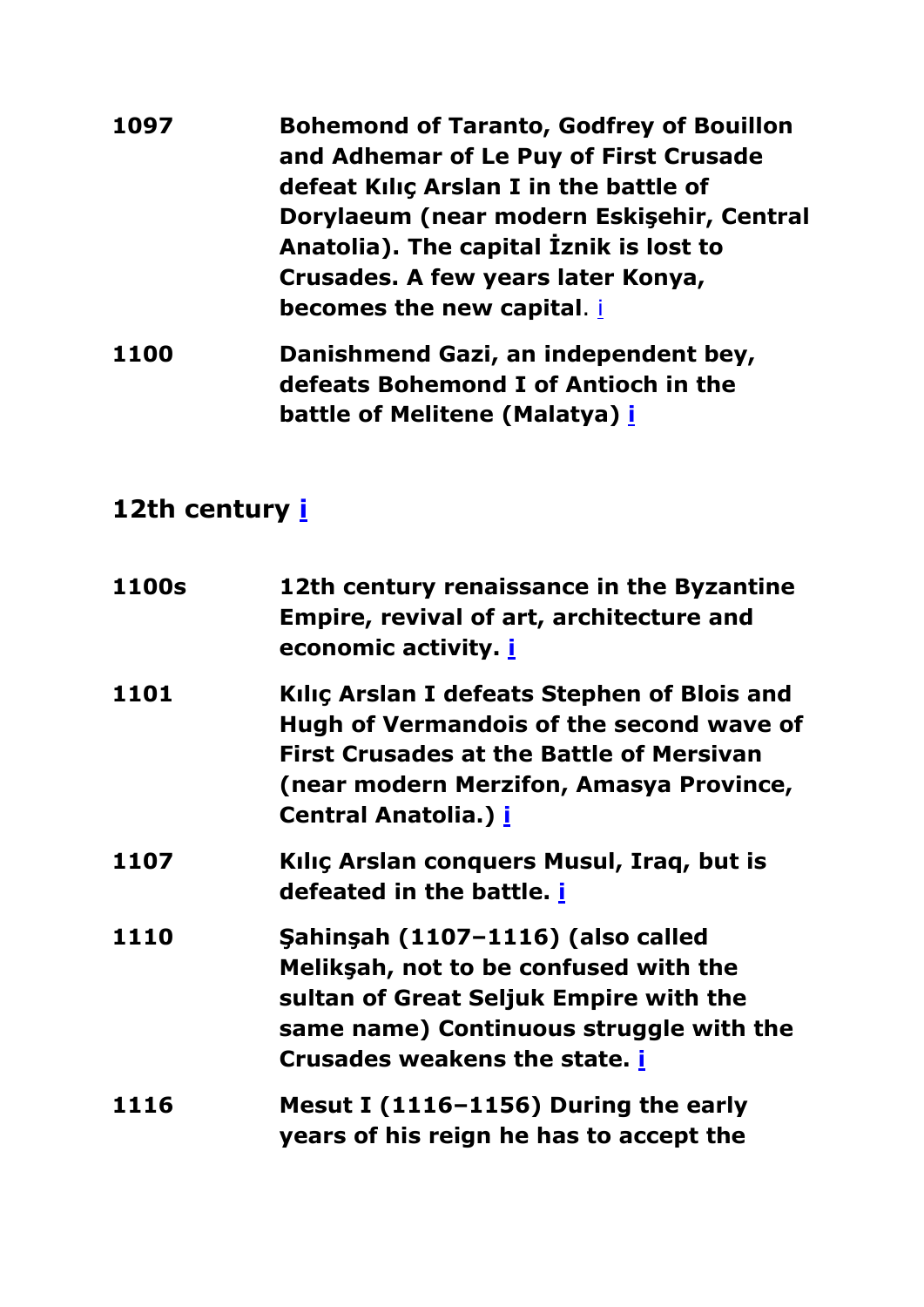| | |
|---|---|
| **1097** | **Bohemond of Taranto, Godfrey of Bouillon and Adhemar of Le Puy of First Crusade defeat Kılıç Arslan I in the battle of Dorylaeum (near modern Eskişehir, Central Anatolia). The capital İznik is lost to Crusades. A few years later Konya, becomes the new capital**. i |
| **1100** | **Danishmend Gazi, an independent bey, defeats Bohemond I of Antioch in the battle of Melitene (Malatya) i** |

## 12th century i

| | |
|---|---|
| **1100s** | **12th century renaissance in the Byzantine Empire, revival of art, architecture and economic activity. i** |
| **1101** | **Kılıç Arslan I defeats Stephen of Blois and Hugh of Vermandois of the second wave of First Crusades at the Battle of Mersivan (near modern Merzifon, Amasya Province, Central Anatolia.) i** |
| **1107** | **Kılıç Arslan conquers Musul, Iraq, but is defeated in the battle. i** |
| **1110** | **Şahinşah (1107–1116) (also called Melikşah, not to be confused with the sultan of Great Seljuk Empire with the same name) Continuous struggle with the Crusades weakens the state. i** |
| **1116** | **Mesut I (1116–1156) During the early years of his reign he has to accept the** |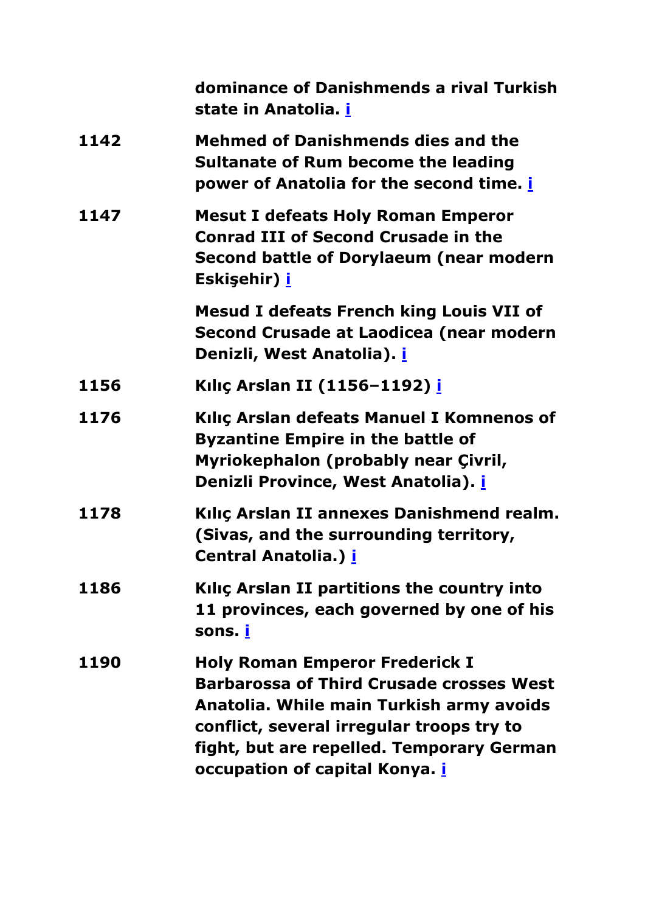| | |
|---|---|
| | **dominance of Danishmends a rival Turkish state in Anatolia. i** |
| **1142** | **Mehmed of Danishmends dies and the Sultanate of Rum become the leading power of Anatolia for the second time. i** |
| **1147** | **Mesut I defeats Holy Roman Emperor Conrad III of Second Crusade in the Second battle of Dorylaeum (near modern Eskişehir) i** |
| | **Mesud I defeats French king Louis VII of Second Crusade at Laodicea (near modern Denizli, West Anatolia). i** |
| **1156** | **Kılıç Arslan II (1156–1192) i** |
| **1176** | **Kılıç Arslan defeats Manuel I Komnenos of Byzantine Empire in the battle of Myriokephalon (probably near Çivril, Denizli Province, West Anatolia). i** |
| **1178** | **Kılıç Arslan II annexes Danishmend realm. (Sivas, and the surrounding territory, Central Anatolia.) i** |
| **1186** | **Kılıç Arslan II partitions the country into 11 provinces, each governed by one of his sons. i** |
| **1190** | **Holy Roman Emperor Frederick I Barbarossa of Third Crusade crosses West Anatolia. While main Turkish army avoids conflict, several irregular troops try to fight, but are repelled. Temporary German occupation of capital Konya. i** |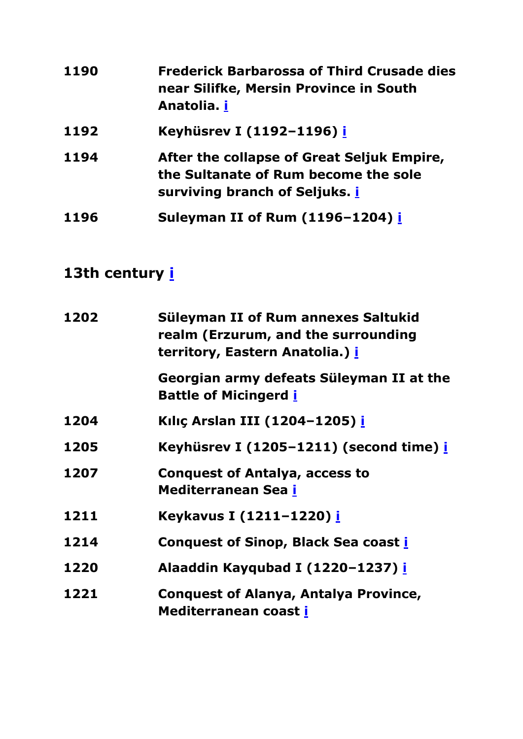| | |
|---|---|
| **1190** | **Frederick Barbarossa of Third Crusade dies near Silifke, Mersin Province in South Anatolia. i** |
| **1192** | **Keyhüsrev I (1192–1196) i** |
| **1194** | **After the collapse of Great Seljuk Empire, the Sultanate of Rum become the sole surviving branch of Seljuks. i** |
| **1196** | **Suleyman II of Rum (1196–1204) i** |

## 13th century i

| | |
|---|---|
| **1202** | **Süleyman II of Rum annexes Saltukid realm (Erzurum, and the surrounding territory, Eastern Anatolia.) i** |
| | **Georgian army defeats Süleyman II at the Battle of Micingerd i** |
| **1204** | **Kılıç Arslan III (1204–1205) i** |
| **1205** | **Keyhüsrev I (1205–1211) (second time) i** |
| **1207** | **Conquest of Antalya, access to Mediterranean Sea i** |
| **1211** | **Keykavus I (1211–1220) i** |
| **1214** | **Conquest of Sinop, Black Sea coast i** |
| **1220** | **Alaaddin Kayqubad I (1220–1237) i** |
| **1221** | **Conquest of Alanya, Antalya Province, Mediterranean coast i** |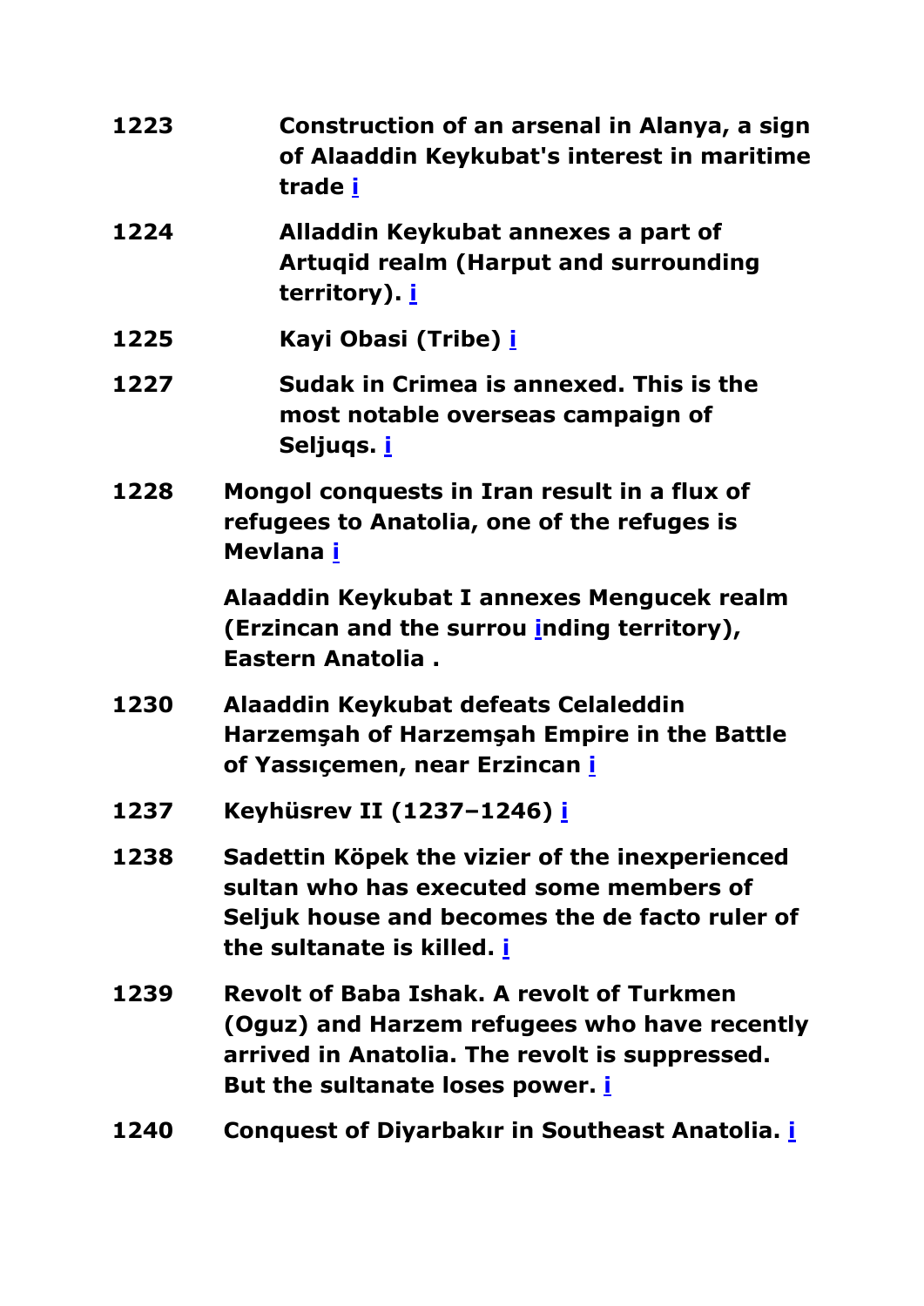| | |
|---|---|
| **1223** | **Construction of an arsenal in Alanya, a sign of Alaaddin Keykubat's interest in maritime trade i** |
| **1224** | **Alladdin Keykubat annexes a part of Artuqid realm (Harput and surrounding territory). i** |
| **1225** | **Kayi Obasi (Tribe) i** |
| **1227** | **Sudak in Crimea is annexed. This is the most notable overseas campaign of Seljuqs. i** |
| **1228** | **Mongol conquests in Iran result in a flux of refugees to Anatolia, one of the refuges is Mevlana i**<br><br>**Alaaddin Keykubat I annexes Mengucek realm (Erzincan and the surrou inding territory), Eastern Anatolia .** |
| **1230** | **Alaaddin Keykubat defeats Celaleddin Harzemşah of Harzemşah Empire in the Battle of Yassıçemen, near Erzincan i** |
| **1237** | **Keyhüsrev II (1237–1246) i** |
| **1238** | **Sadettin Köpek the vizier of the inexperienced sultan who has executed some members of Seljuk house and becomes the de facto ruler of the sultanate is killed. i** |
| **1239** | **Revolt of Baba Ishak. A revolt of Turkmen (Oguz) and Harzem refugees who have recently arrived in Anatolia. The revolt is suppressed. But the sultanate loses power. i** |
| **1240** | **Conquest of Diyarbakır in Southeast Anatolia. i** |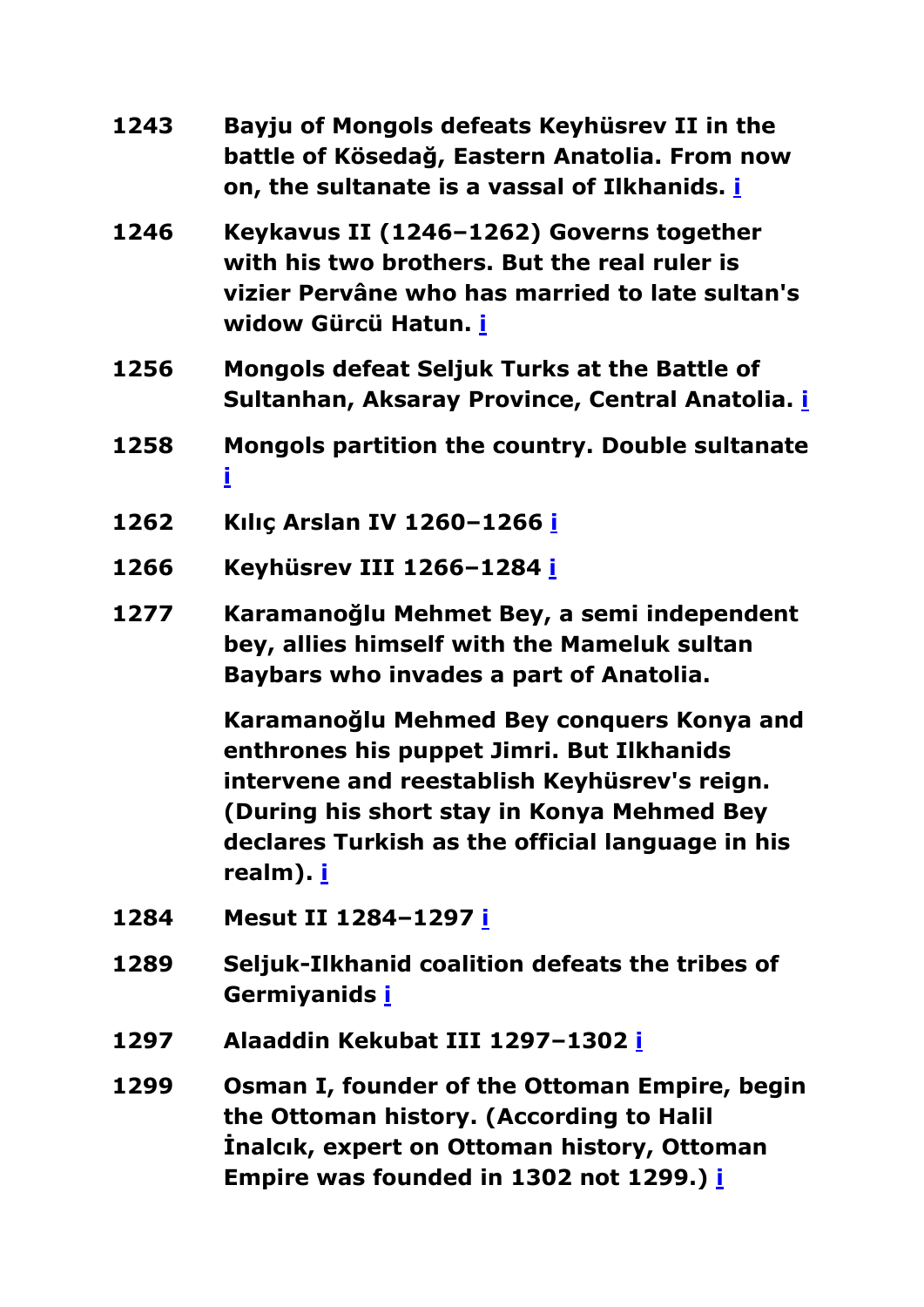| | |
|---|---|
| **1243** | **Bayju of Mongols defeats Keyhüsrev II in the battle of Kösedağ, Eastern Anatolia. From now on, the sultanate is a vassal of Ilkhanids. i** |
| **1246** | **Keykavus II (1246–1262) Governs together with his two brothers. But the real ruler is vizier Pervâne who has married to late sultan's widow Gürcü Hatun. i** |
| **1256** | **Mongols defeat Seljuk Turks at the Battle of Sultanhan, Aksaray Province, Central Anatolia. i** |
| **1258** | **Mongols partition the country. Double sultanate i** |
| **1262** | **Kılıç Arslan IV 1260–1266 i** |
| **1266** | **Keyhüsrev III 1266–1284 i** |
| **1277** | **Karamanoğlu Mehmet Bey, a semi independent bey, allies himself with the Mameluk sultan Baybars who invades a part of Anatolia.** |
| | **Karamanoğlu Mehmed Bey conquers Konya and enthrones his puppet Jimri. But Ilkhanids intervene and reestablish Keyhüsrev's reign. (During his short stay in Konya Mehmed Bey declares Turkish as the official language in his realm). i** |
| **1284** | **Mesut II 1284–1297 i** |
| **1289** | **Seljuk-Ilkhanid coalition defeats the tribes of Germiyanids i** |
| **1297** | **Alaaddin Kekubat III 1297–1302 i** |
| **1299** | **Osman I, founder of the Ottoman Empire, begin the Ottoman history. (According to Halil İnalcık, expert on Ottoman history, Ottoman Empire was founded in 1302 not 1299.) i** |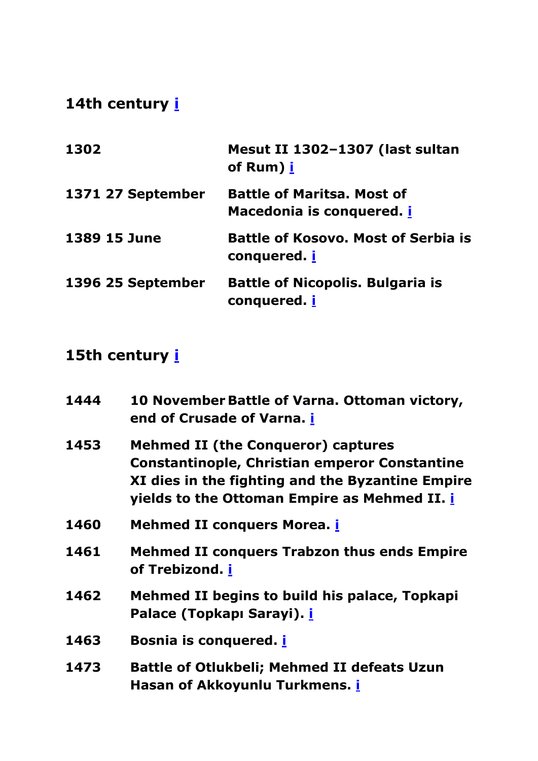## 14th century [i]

| | |
|---|---|
| 1302 | Mesut II 1302–1307 (last sultan of Rum) [i] |
| 1371 27 September | Battle of Maritsa. Most of Macedonia is conquered. [i] |
| 1389 15 June | Battle of Kosovo. Most of Serbia is conquered. [i] |
| 1396 25 September | Battle of Nicopolis. Bulgaria is conquered. [i] |

## 15th century [i]

| | | |
|---|---|---|
| 1444 | 10 November | Battle of Varna. Ottoman victory, end of Crusade of Varna. [i] |
| 1453 | Mehmed II (the Conqueror) captures Constantinople, Christian emperor Constantine XI dies in the fighting and the Byzantine Empire yields to the Ottoman Empire as Mehmed II. [i] | |
| 1460 | Mehmed II conquers Morea. [i] | |
| 1461 | Mehmed II conquers Trabzon thus ends Empire of Trebizond. [i] | |
| 1462 | Mehmed II begins to build his palace, Topkapi Palace (Topkapı Sarayi). [i] | |
| 1463 | Bosnia is conquered. [i] | |
| 1473 | Battle of Otlukbeli; Mehmed II defeats Uzun Hasan of Akkoyunlu Turkmens. [i] | |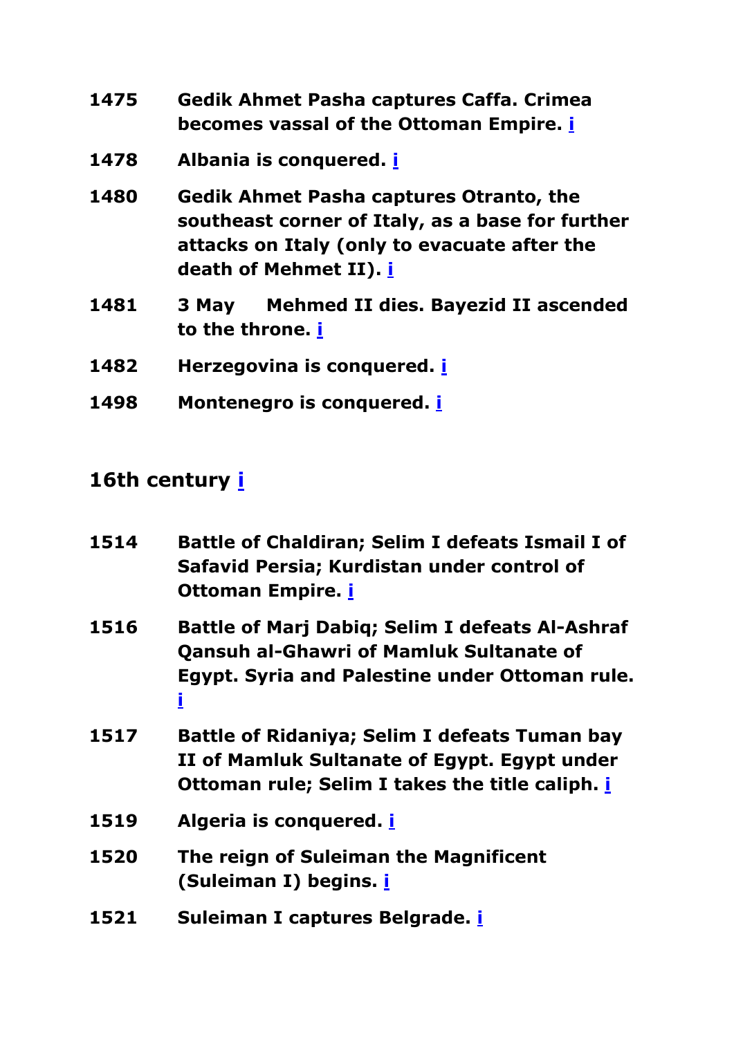**1475** **Gedik Ahmet Pasha captures Caffa. Crimea becomes vassal of the Ottoman Empire.** i

**1478** **Albania is conquered.** i

**1480** **Gedik Ahmet Pasha captures Otranto, the southeast corner of Italy, as a base for further attacks on Italy (only to evacuate after the death of Mehmet II).** i

**1481** **3 May** **Mehmed II dies. Bayezid II ascended to the throne.** i

**1482** **Herzegovina is conquered.** i

**1498** **Montenegro is conquered.** i

## 16th century i

**1514** **Battle of Chaldiran; Selim I defeats Ismail I of Safavid Persia; Kurdistan under control of Ottoman Empire.** i

**1516** **Battle of Marj Dabiq; Selim I defeats Al-Ashraf Qansuh al-Ghawri of Mamluk Sultanate of Egypt. Syria and Palestine under Ottoman rule.** i

**1517** **Battle of Ridaniya; Selim I defeats Tuman bay II of Mamluk Sultanate of Egypt. Egypt under Ottoman rule; Selim I takes the title caliph.** i

**1519** **Algeria is conquered.** i

**1520** **The reign of Suleiman the Magnificent (Suleiman I) begins.** i

**1521** **Suleiman I captures Belgrade.** i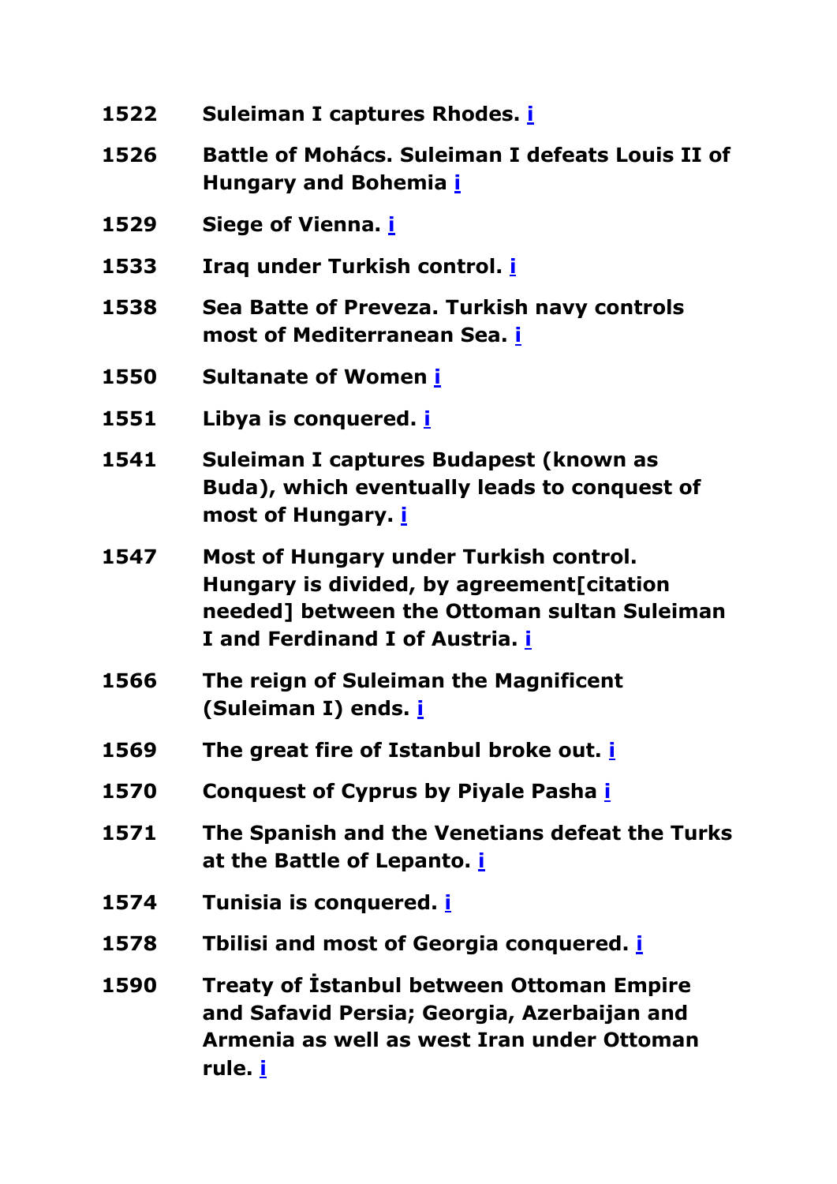| | |
|---|---|
| **1522** | **Suleiman I captures Rhodes. i** |
| **1526** | **Battle of Mohács. Suleiman I defeats Louis II of Hungary and Bohemia i** |
| **1529** | **Siege of Vienna. i** |
| **1533** | **Iraq under Turkish control. i** |
| **1538** | **Sea Batte of Preveza. Turkish navy controls most of Mediterranean Sea. i** |
| **1550** | **Sultanate of Women i** |
| **1551** | **Libya is conquered. i** |
| **1541** | **Suleiman I captures Budapest (known as Buda), which eventually leads to conquest of most of Hungary. i** |
| **1547** | **Most of Hungary under Turkish control. Hungary is divided, by agreement[citation needed] between the Ottoman sultan Suleiman I and Ferdinand I of Austria. i** |
| **1566** | **The reign of Suleiman the Magnificent (Suleiman I) ends. i** |
| **1569** | **The great fire of Istanbul broke out. i** |
| **1570** | **Conquest of Cyprus by Piyale Pasha i** |
| **1571** | **The Spanish and the Venetians defeat the Turks at the Battle of Lepanto. i** |
| **1574** | **Tunisia is conquered. i** |
| **1578** | **Tbilisi and most of Georgia conquered. i** |
| **1590** | **Treaty of İstanbul between Ottoman Empire and Safavid Persia; Georgia, Azerbaijan and Armenia as well as west Iran under Ottoman rule. i** |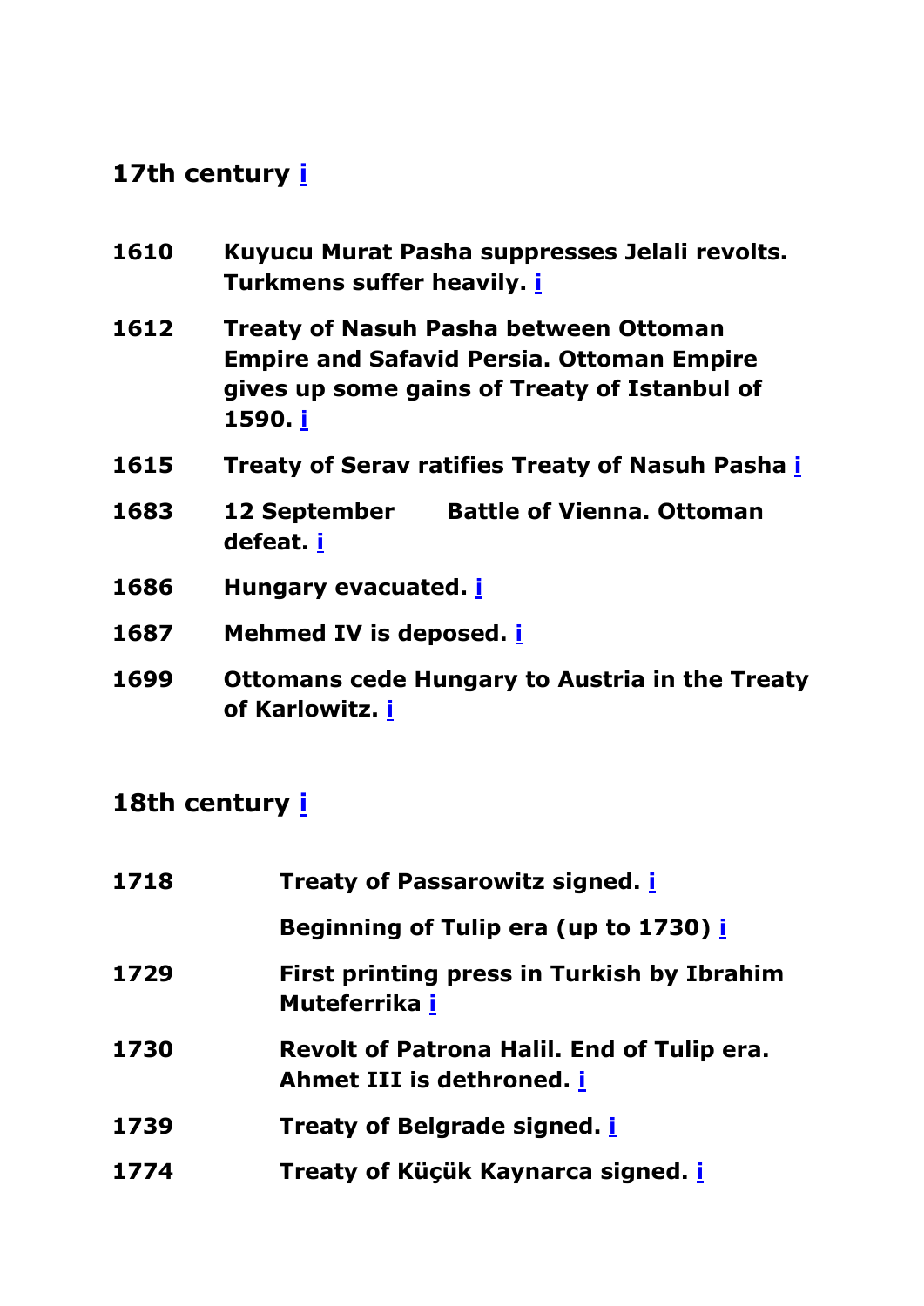## 17th century i

| | |
|---|---|
| 1610 | Kuyucu Murat Pasha suppresses Jelali revolts. Turkmens suffer heavily. i |
| 1612 | Treaty of Nasuh Pasha between Ottoman Empire and Safavid Persia. Ottoman Empire gives up some gains of Treaty of Istanbul of 1590. i |
| 1615 | Treaty of Serav ratifies Treaty of Nasuh Pasha i |
| 1683 | 12 September Battle of Vienna. Ottoman defeat. i |
| 1686 | Hungary evacuated. i |
| 1687 | Mehmed IV is deposed. i |
| 1699 | Ottomans cede Hungary to Austria in the Treaty of Karlowitz. i |

## 18th century i

| | |
|---|---|
| 1718 | Treaty of Passarowitz signed. i |
| | Beginning of Tulip era (up to 1730) i |
| 1729 | First printing press in Turkish by Ibrahim Muteferrika i |
| 1730 | Revolt of Patrona Halil. End of Tulip era. Ahmet III is dethroned. i |
| 1739 | Treaty of Belgrade signed. i |
| 1774 | Treaty of Küçük Kaynarca signed. i |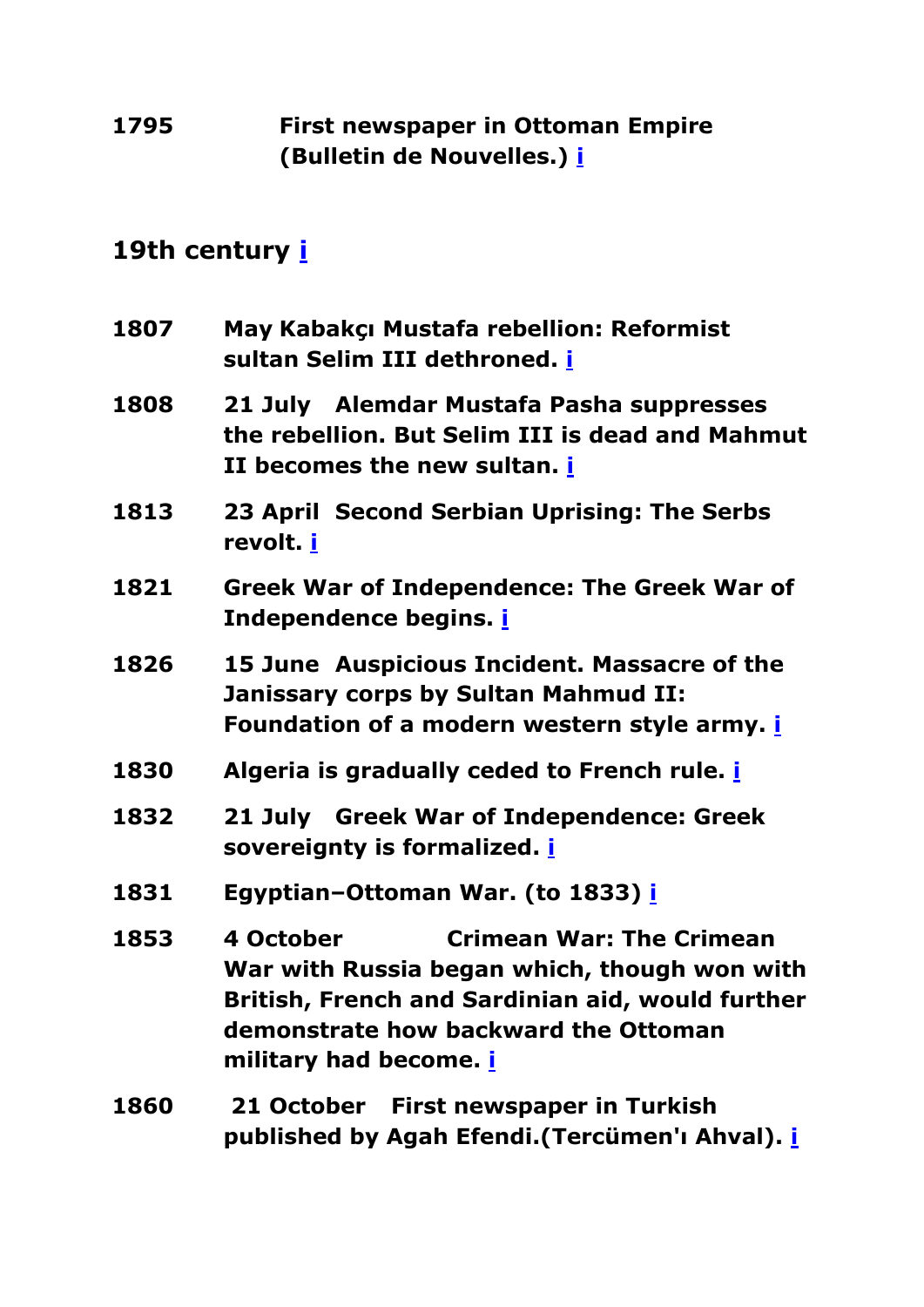**1795** **First newspaper in Ottoman Empire (Bulletin de Nouvelles.) [i]**

## 19th century [i]

**1807** **May Kabakçı Mustafa rebellion: Reformist sultan Selim III dethroned. [i]**

**1808** **21 July Alemdar Mustafa Pasha suppresses the rebellion. But Selim III is dead and Mahmut II becomes the new sultan. [i]**

**1813** **23 April Second Serbian Uprising: The Serbs revolt. [i]**

**1821** **Greek War of Independence: The Greek War of Independence begins. [i]**

**1826** **15 June Auspicious Incident. Massacre of the Janissary corps by Sultan Mahmud II: Foundation of a modern western style army. [i]**

**1830** **Algeria is gradually ceded to French rule. [i]**

**1832** **21 July Greek War of Independence: Greek sovereignty is formalized. [i]**

**1831** **Egyptian–Ottoman War. (to 1833) [i]**

**1853** **4 October Crimean War: The Crimean War with Russia began which, though won with British, French and Sardinian aid, would further demonstrate how backward the Ottoman military had become. [i]**

**1860** **21 October First newspaper in Turkish published by Agah Efendi.(Tercümen'ı Ahval). [i]**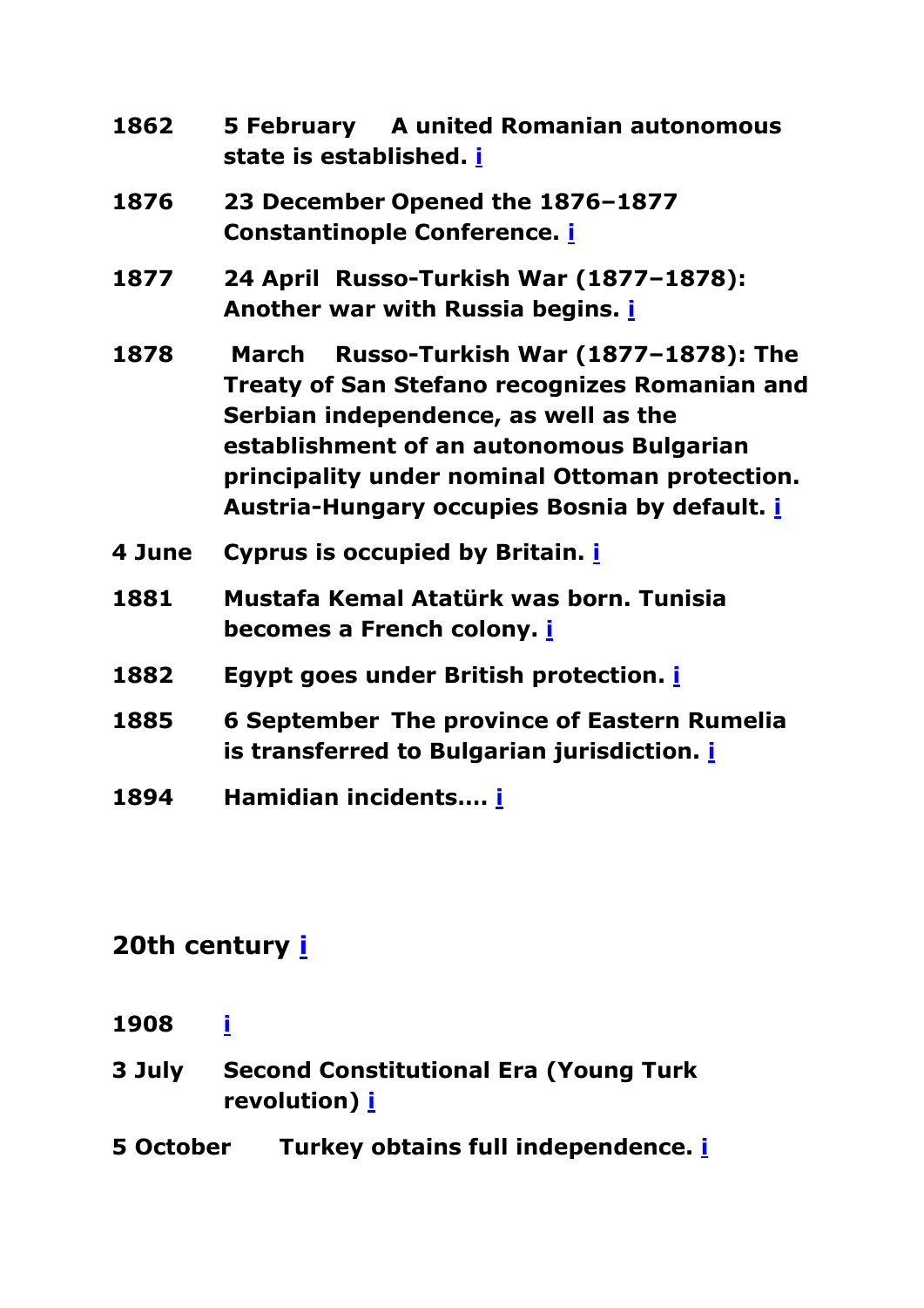**1862 5 February A united Romanian autonomous state is established. i**

**1876 23 December Opened the 1876–1877 Constantinople Conference. i**

**1877 24 April Russo-Turkish War (1877–1878): Another war with Russia begins. i**

**1878 March Russo-Turkish War (1877–1878): The Treaty of San Stefano recognizes Romanian and Serbian independence, as well as the establishment of an autonomous Bulgarian principality under nominal Ottoman protection. Austria-Hungary occupies Bosnia by default. i**

**4 June Cyprus is occupied by Britain. i**

**1881 Mustafa Kemal Atatürk was born. Tunisia becomes a French colony. i**

**1882 Egypt goes under British protection. i**

**1885 6 September The province of Eastern Rumelia is transferred to Bulgarian jurisdiction. i**

**1894 Hamidian incidents.... i**

## 20th century i

**1908 i**

**3 July Second Constitutional Era (Young Turk revolution) i**

**5 October Turkey obtains full independence. i**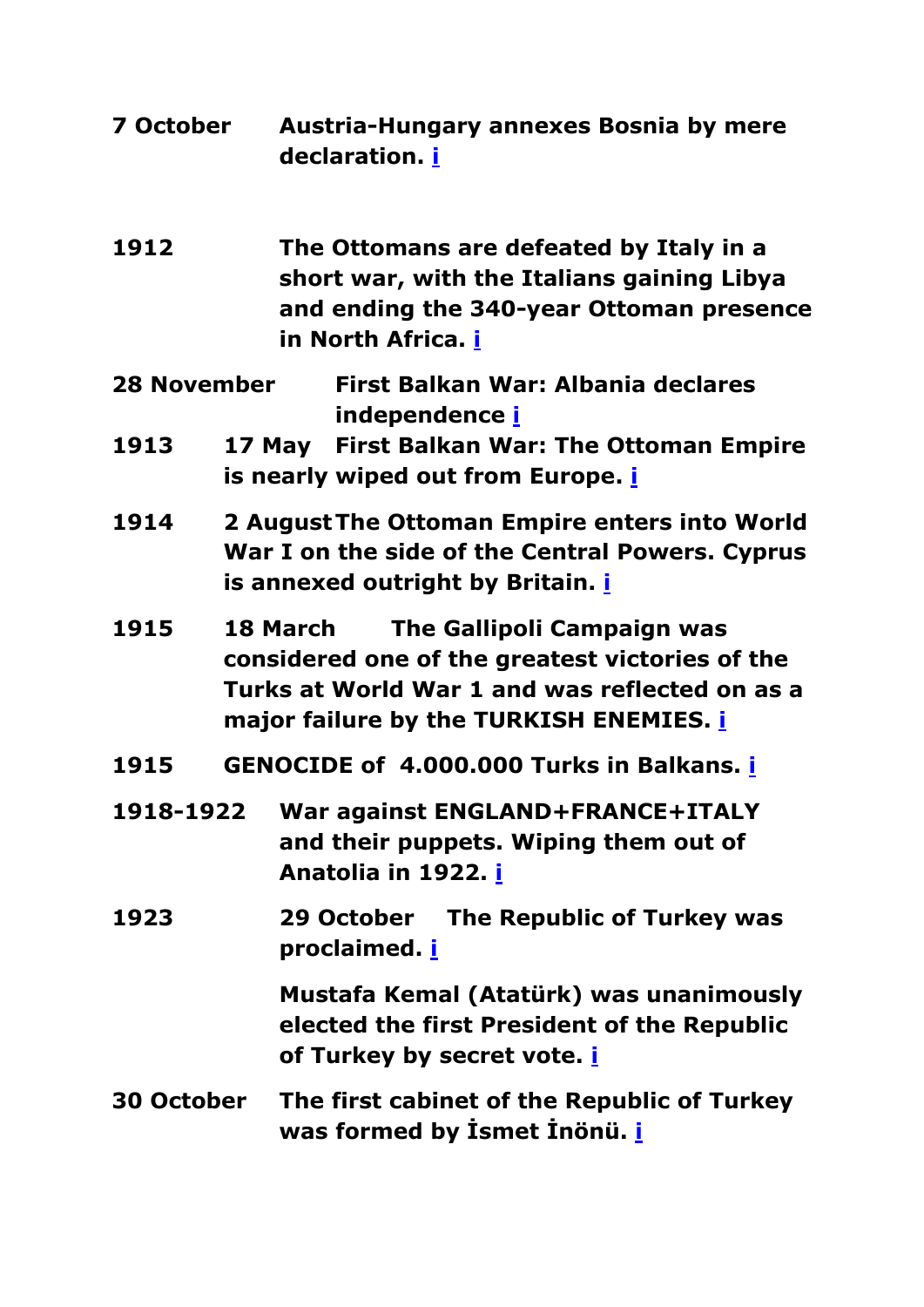**7 October** **Austria-Hungary annexes Bosnia by mere declaration. i**

**1912** **The Ottomans are defeated by Italy in a short war, with the Italians gaining Libya and ending the 340-year Ottoman presence in North Africa. i**

**28 November** **First Balkan War: Albania declares independence i**

**1913** **17 May** **First Balkan War: The Ottoman Empire is nearly wiped out from Europe. i**

**1914** **2 August** **The Ottoman Empire enters into World War I on the side of the Central Powers. Cyprus is annexed outright by Britain. i**

**1915** **18 March** **The Gallipoli Campaign was considered one of the greatest victories of the Turks at World War 1 and was reflected on as a major failure by the TURKISH ENEMIES. i**

**1915** **GENOCIDE of 4.000.000 Turks in Balkans. i**

**1918-1922** **War against ENGLAND+FRANCE+ITALY and their puppets. Wiping them out of Anatolia in 1922. i**

**1923** **29 October** **The Republic of Turkey was proclaimed. i**

**Mustafa Kemal (Atatürk) was unanimously elected the first President of the Republic of Turkey by secret vote. i**

**30 October** **The first cabinet of the Republic of Turkey was formed by İsmet İnönü. i**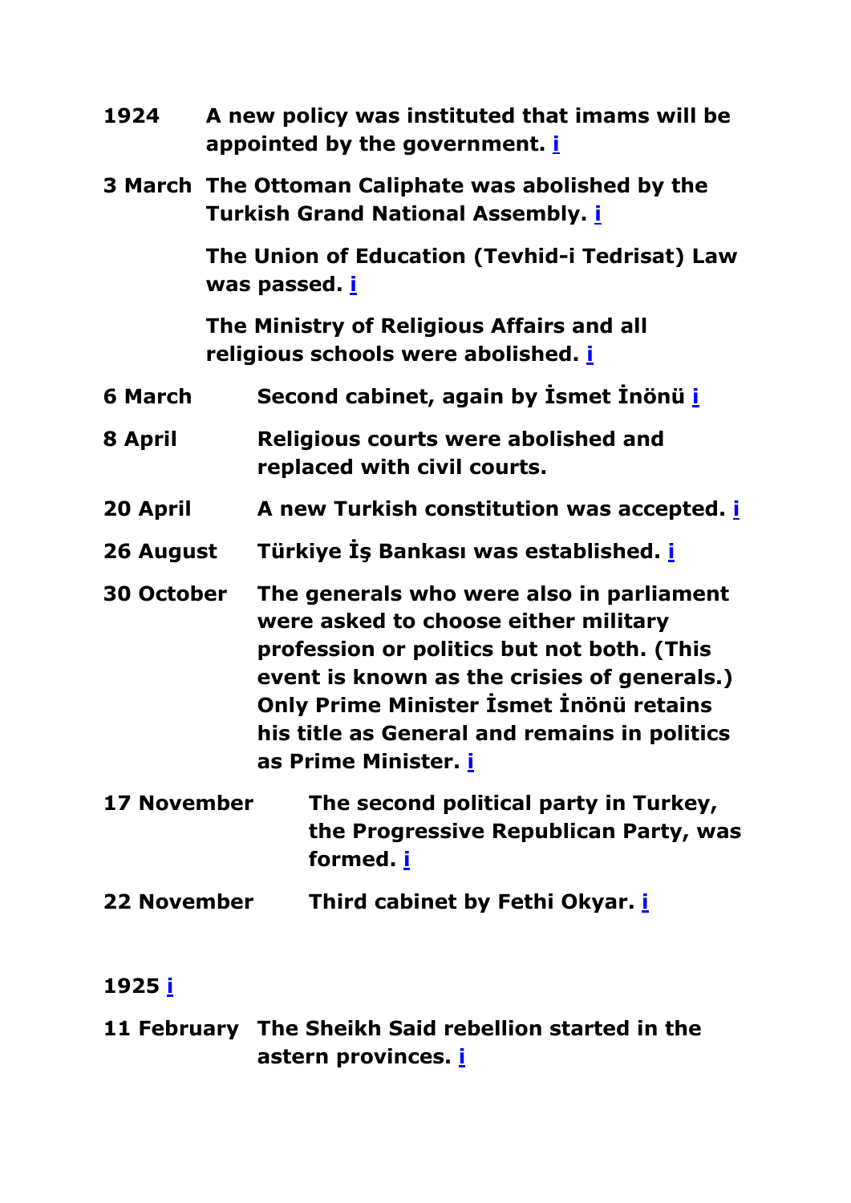**1924** **A new policy was instituted that imams will be appointed by the government. [i]**

**3 March** **The Ottoman Caliphate was abolished by the Turkish Grand National Assembly. [i]**

**The Union of Education (Tevhid-i Tedrisat) Law was passed. [i]**

**The Ministry of Religious Affairs and all religious schools were abolished. [i]**

**6 March** **Second cabinet, again by İsmet İnönü [i]**

**8 April** **Religious courts were abolished and replaced with civil courts.**

**20 April** **A new Turkish constitution was accepted. [i]**

**26 August** **Türkiye İş Bankası was established. [i]**

**30 October** **The generals who were also in parliament were asked to choose either military profession or politics but not both. (This event is known as the crisies of generals.) Only Prime Minister İsmet İnönü retains his title as General and remains in politics as Prime Minister. [i]**

**17 November** **The second political party in Turkey, the Progressive Republican Party, was formed. [i]**

**22 November** **Third cabinet by Fethi Okyar. [i]**

**1925 [i]**

**11 February** **The Sheikh Said rebellion started in the astern provinces. [i]**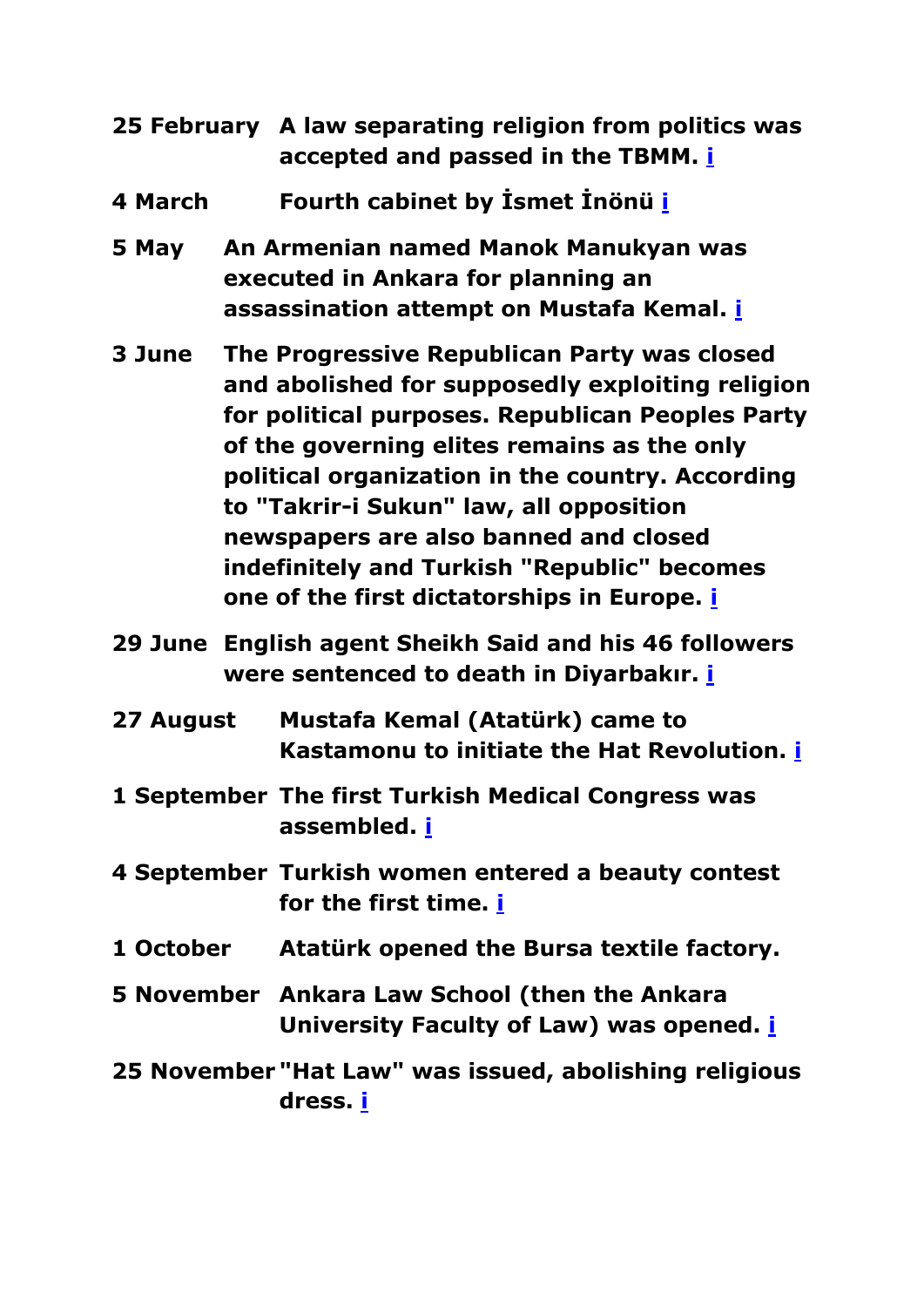| | |
|---|---|
| **25 February** | **A law separating religion from politics was accepted and passed in the TBMM. i** |
| **4 March** | **Fourth cabinet by İsmet İnönü i** |
| **5 May** | **An Armenian named Manok Manukyan was executed in Ankara for planning an assassination attempt on Mustafa Kemal. i** |
| **3 June** | **The Progressive Republican Party was closed and abolished for supposedly exploiting religion for political purposes. Republican Peoples Party of the governing elites remains as the only political organization in the country. According to "Takrir-i Sukun" law, all opposition newspapers are also banned and closed indefinitely and Turkish "Republic" becomes one of the first dictatorships in Europe. i** |
| **29 June** | **English agent Sheikh Said and his 46 followers were sentenced to death in Diyarbakır. i** |
| **27 August** | **Mustafa Kemal (Atatürk) came to Kastamonu to initiate the Hat Revolution. i** |
| **1 September** | **The first Turkish Medical Congress was assembled. i** |
| **4 September** | **Turkish women entered a beauty contest for the first time. i** |
| **1 October** | **Atatürk opened the Bursa textile factory.** |
| **5 November** | **Ankara Law School (then the Ankara University Faculty of Law) was opened. i** |
| **25 November** | **"Hat Law" was issued, abolishing religious dress. i** |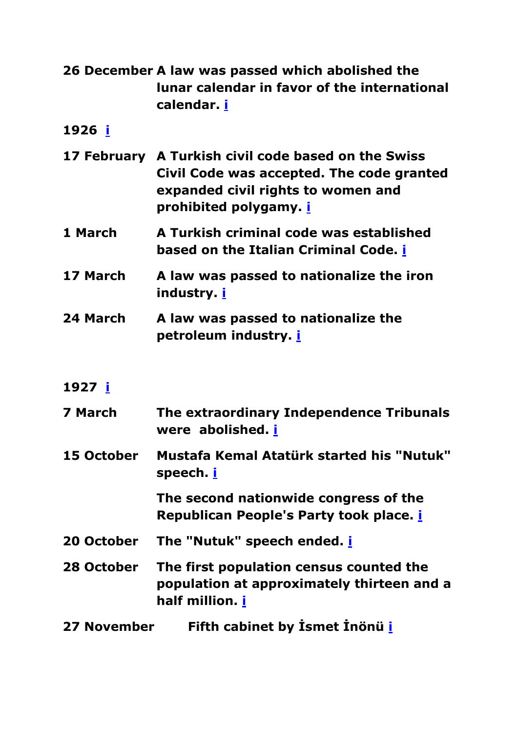| | |
|---|---|
| **26 December** | **A law was passed which abolished the lunar calendar in favor of the international calendar. i** |

**1926 i**

| | |
|---|---|
| **17 February** | **A Turkish civil code based on the Swiss Civil Code was accepted. The code granted expanded civil rights to women and prohibited polygamy. i** |
| **1 March** | **A Turkish criminal code was established based on the Italian Criminal Code. i** |
| **17 March** | **A law was passed to nationalize the iron industry. i** |
| **24 March** | **A law was passed to nationalize the petroleum industry. i** |

**1927 i**

| | |
|---|---|
| **7 March** | **The extraordinary Independence Tribunals were abolished. i** |
| **15 October** | **Mustafa Kemal Atatürk started his "Nutuk" speech. i** |
| | **The second nationwide congress of the Republican People's Party took place. i** |
| **20 October** | **The "Nutuk" speech ended. i** |
| **28 October** | **The first population census counted the population at approximately thirteen and a half million. i** |
| **27 November** | **Fifth cabinet by İsmet İnönü i** |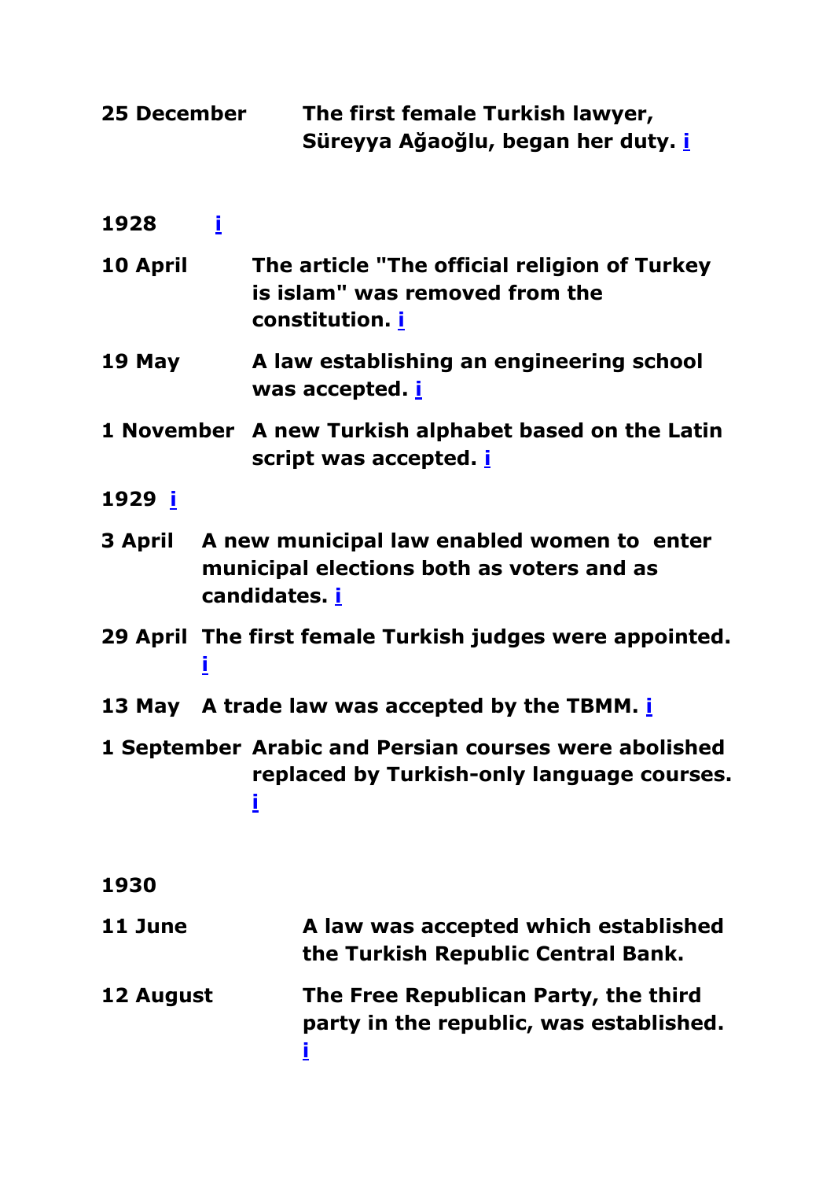| | |
|---|---|
| **25 December** | **The first female Turkish lawyer, Süreyya Ağaoğlu, began her duty. [i]** |

**1928** [i]

| | |
|---|---|
| **10 April** | **The article "The official religion of Turkey is islam" was removed from the constitution. [i]** |
| **19 May** | **A law establishing an engineering school was accepted. [i]** |
| **1 November** | **A new Turkish alphabet based on the Latin script was accepted. [i]** |

**1929** [i]

| | |
|---|---|
| **3 April** | **A new municipal law enabled women to enter municipal elections both as voters and as candidates. [i]** |
| **29 April** | **The first female Turkish judges were appointed. [i]** |
| **13 May** | **A trade law was accepted by the TBMM. [i]** |
| **1 September** | **Arabic and Persian courses were abolished replaced by Turkish-only language courses. [i]** |

**1930**

| | |
|---|---|
| **11 June** | **A law was accepted which established the Turkish Republic Central Bank.** |
| **12 August** | **The Free Republican Party, the third party in the republic, was established. [i]** |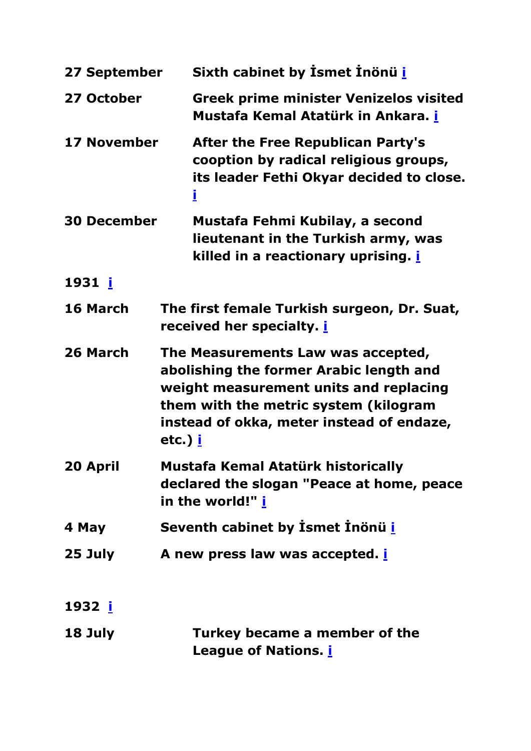| | |
|---|---|
| **27 September** | **Sixth cabinet by İsmet İnönü [i]** |
| **27 October** | **Greek prime minister Venizelos visited Mustafa Kemal Atatürk in Ankara. [i]** |
| **17 November** | **After the Free Republican Party's cooption by radical religious groups, its leader Fethi Okyar decided to close. [i]** |
| **30 December** | **Mustafa Fehmi Kubilay, a second lieutenant in the Turkish army, was killed in a reactionary uprising. [i]** |

**1931 [i]**

| | |
|---|---|
| **16 March** | **The first female Turkish surgeon, Dr. Suat, received her specialty. [i]** |
| **26 March** | **The Measurements Law was accepted, abolishing the former Arabic length and weight measurement units and replacing them with the metric system (kilogram instead of okka, meter instead of endaze, etc.) [i]** |
| **20 April** | **Mustafa Kemal Atatürk historically declared the slogan "Peace at home, peace in the world!" [i]** |
| **4 May** | **Seventh cabinet by İsmet İnönü [i]** |
| **25 July** | **A new press law was accepted. [i]** |

**1932 [i]**

| | |
|---|---|
| **18 July** | **Turkey became a member of the League of Nations. [i]** |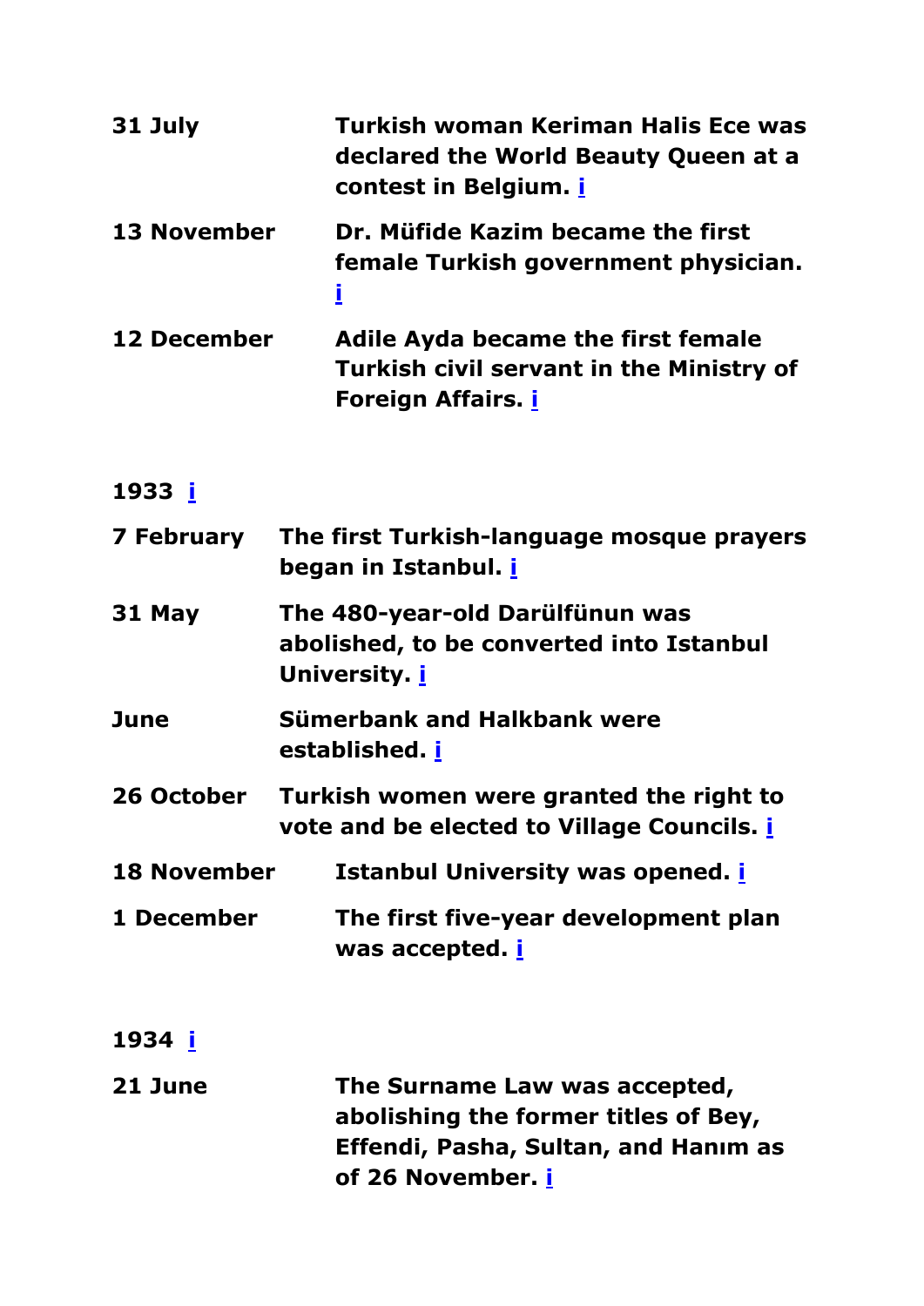| | |
|---|---|
| **31 July** | **Turkish woman Keriman Halis Ece was declared the World Beauty Queen at a contest in Belgium. i** |
| **13 November** | **Dr. Müfide Kazim became the first female Turkish government physician. i** |
| **12 December** | **Adile Ayda became the first female Turkish civil servant in the Ministry of Foreign Affairs. i** |

**1933 i**

| | |
|---|---|
| **7 February** | **The first Turkish-language mosque prayers began in Istanbul. i** |
| **31 May** | **The 480-year-old Darülfünun was abolished, to be converted into Istanbul University. i** |
| **June** | **Sümerbank and Halkbank were established. i** |
| **26 October** | **Turkish women were granted the right to vote and be elected to Village Councils. i** |
| **18 November** | **Istanbul University was opened. i** |
| **1 December** | **The first five-year development plan was accepted. i** |

**1934 i**

| | |
|---|---|
| **21 June** | **The Surname Law was accepted, abolishing the former titles of Bey, Effendi, Pasha, Sultan, and Hanım as of 26 November. i** |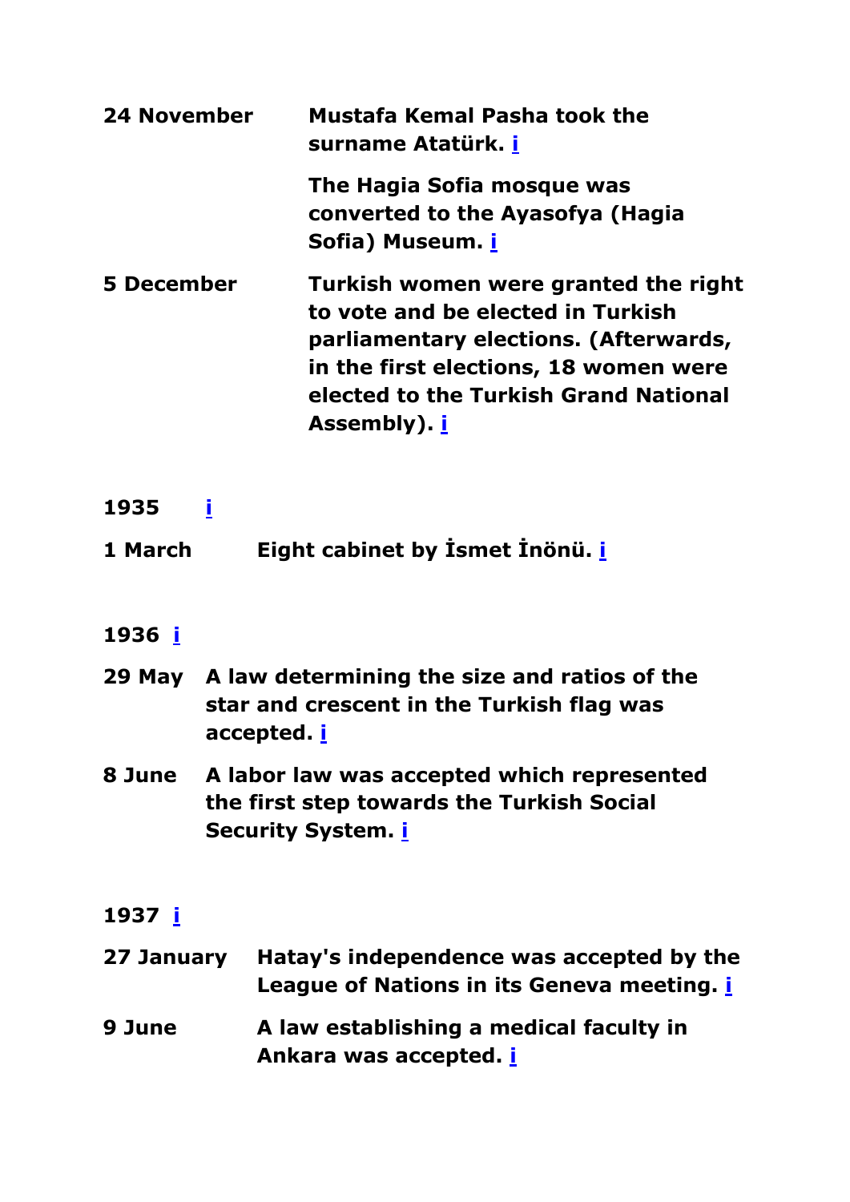| | |
|---|---|
| **24 November** | **Mustafa Kemal Pasha took the surname Atatürk. i** |
| | **The Hagia Sofia mosque was converted to the Ayasofya (Hagia Sofia) Museum. i** |
| **5 December** | **Turkish women were granted the right to vote and be elected in Turkish parliamentary elections. (Afterwards, in the first elections, 18 women were elected to the Turkish Grand National Assembly). i** |

**1935 i**

| | |
|---|---|
| **1 March** | **Eight cabinet by İsmet İnönü. i** |

**1936 i**

| | |
|---|---|
| **29 May** | **A law determining the size and ratios of the star and crescent in the Turkish flag was accepted. i** |
| **8 June** | **A labor law was accepted which represented the first step towards the Turkish Social Security System. i** |

**1937 i**

| | |
|---|---|
| **27 January** | **Hatay's independence was accepted by the League of Nations in its Geneva meeting. i** |
| **9 June** | **A law establishing a medical faculty in Ankara was accepted. i** |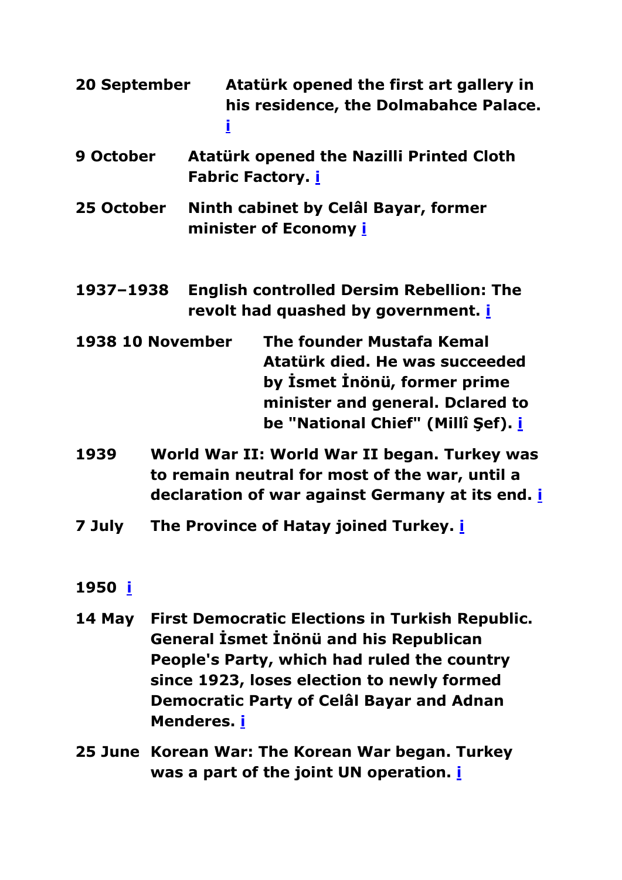**20 September** **Atatürk opened the first art gallery in his residence, the Dolmabahce Palace.** [i]

**9 October** **Atatürk opened the Nazilli Printed Cloth Fabric Factory.** [i]

**25 October** **Ninth cabinet by Celâl Bayar, former minister of Economy** [i]

**1937–1938** **English controlled Dersim Rebellion: The revolt had quashed by government.** [i]

**1938 10 November** **The founder Mustafa Kemal Atatürk died. He was succeeded by İsmet İnönü, former prime minister and general. Dclared to be "National Chief" (Millî Şef).** [i]

**1939** **World War II: World War II began. Turkey was to remain neutral for most of the war, until a declaration of war against Germany at its end.** [i]

**7 July** **The Province of Hatay joined Turkey.** [i]

**1950** [i]

**14 May** **First Democratic Elections in Turkish Republic. General İsmet İnönü and his Republican People's Party, which had ruled the country since 1923, loses election to newly formed Democratic Party of Celâl Bayar and Adnan Menderes.** [i]

**25 June** **Korean War: The Korean War began. Turkey was a part of the joint UN operation.** [i]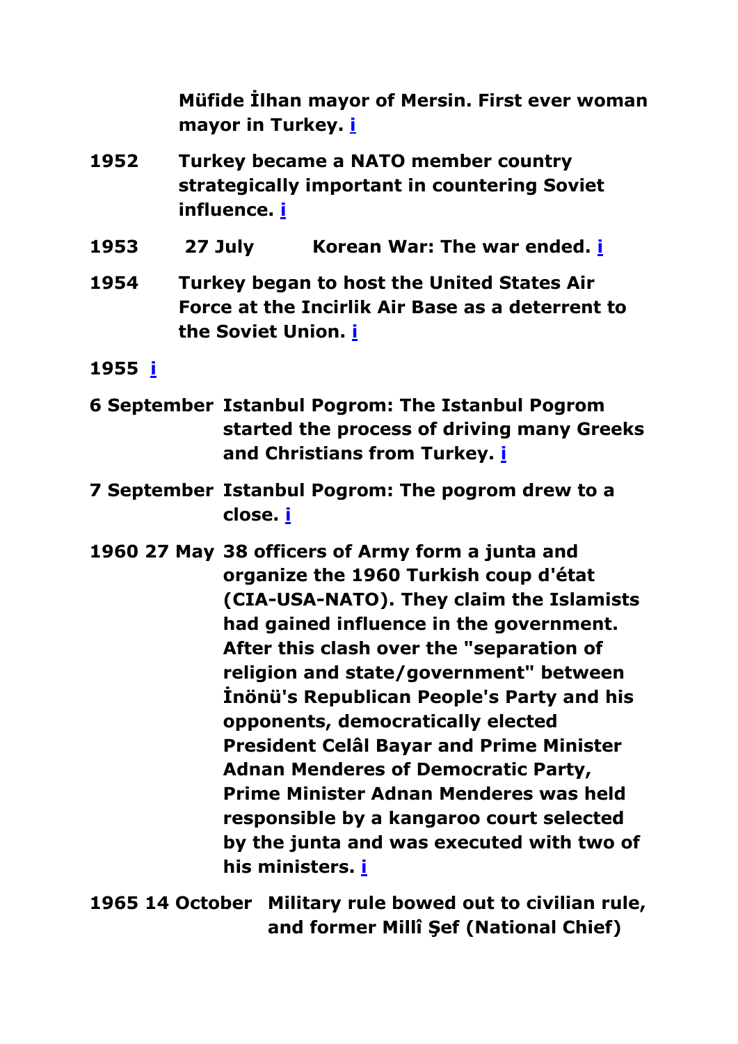**Müfide İlhan mayor of Mersin. First ever woman mayor in Turkey. [i]**

**1952** **Turkey became a NATO member country strategically important in countering Soviet influence. [i]**

**1953** **27 July** **Korean War: The war ended. [i]**

**1954** **Turkey began to host the United States Air Force at the Incirlik Air Base as a deterrent to the Soviet Union. [i]**

**1955 [i]**

**6 September** **Istanbul Pogrom: The Istanbul Pogrom started the process of driving many Greeks and Christians from Turkey. [i]**

**7 September** **Istanbul Pogrom: The pogrom drew to a close. [i]**

**1960 27 May** **38 officers of Army form a junta and organize the 1960 Turkish coup d'état (CIA-USA-NATO). They claim the Islamists had gained influence in the government. After this clash over the "separation of religion and state/government" between İnönü's Republican People's Party and his opponents, democratically elected President Celâl Bayar and Prime Minister Adnan Menderes of Democratic Party, Prime Minister Adnan Menderes was held responsible by a kangaroo court selected by the junta and was executed with two of his ministers. [i]**

**1965 14 October** **Military rule bowed out to civilian rule, and former Millî Şef (National Chief)**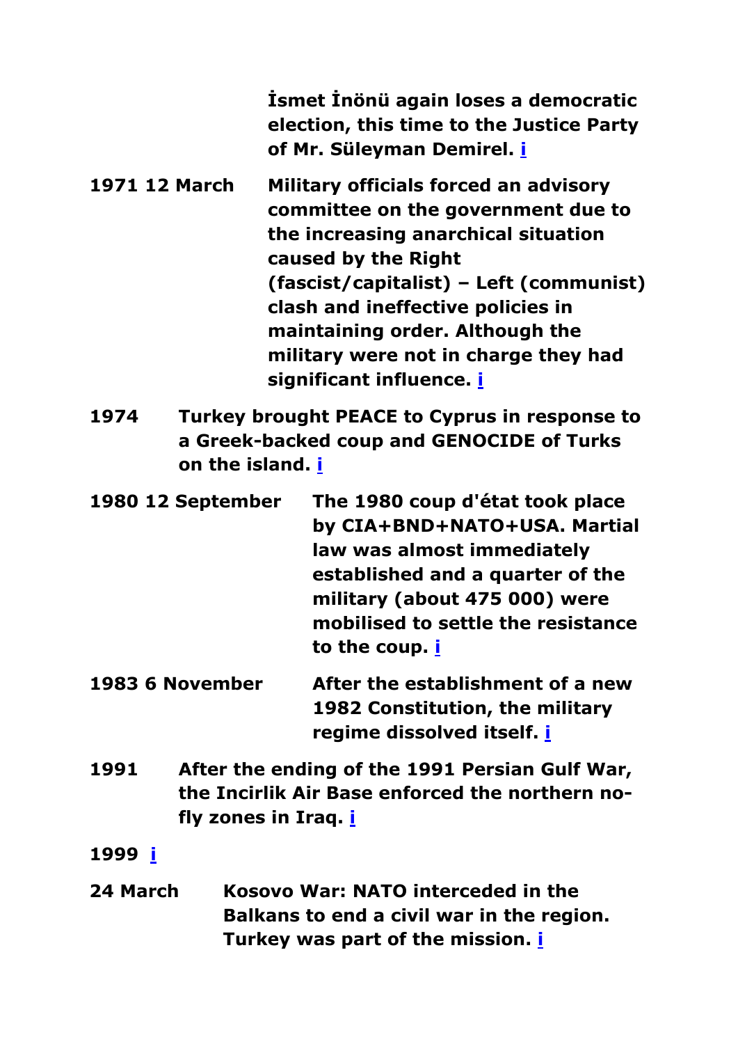**İsmet İnönü again loses a democratic election, this time to the Justice Party of Mr. Süleyman Demirel. [i]**

**1971 12 March** — **Military officials forced an advisory committee on the government due to the increasing anarchical situation caused by the Right (fascist/capitalist) – Left (communist) clash and ineffective policies in maintaining order. Although the military were not in charge they had significant influence. [i]**

**1974** — **Turkey brought PEACE to Cyprus in response to a Greek-backed coup and GENOCIDE of Turks on the island. [i]**

**1980 12 September** — **The 1980 coup d'état took place by CIA+BND+NATO+USA. Martial law was almost immediately established and a quarter of the military (about 475 000) were mobilised to settle the resistance to the coup. [i]**

**1983 6 November** — **After the establishment of a new 1982 Constitution, the military regime dissolved itself. [i]**

**1991** — **After the ending of the 1991 Persian Gulf War, the Incirlik Air Base enforced the northern no-fly zones in Iraq. [i]**

**1999 [i]**

**24 March** — **Kosovo War: NATO interceded in the Balkans to end a civil war in the region. Turkey was part of the mission. [i]**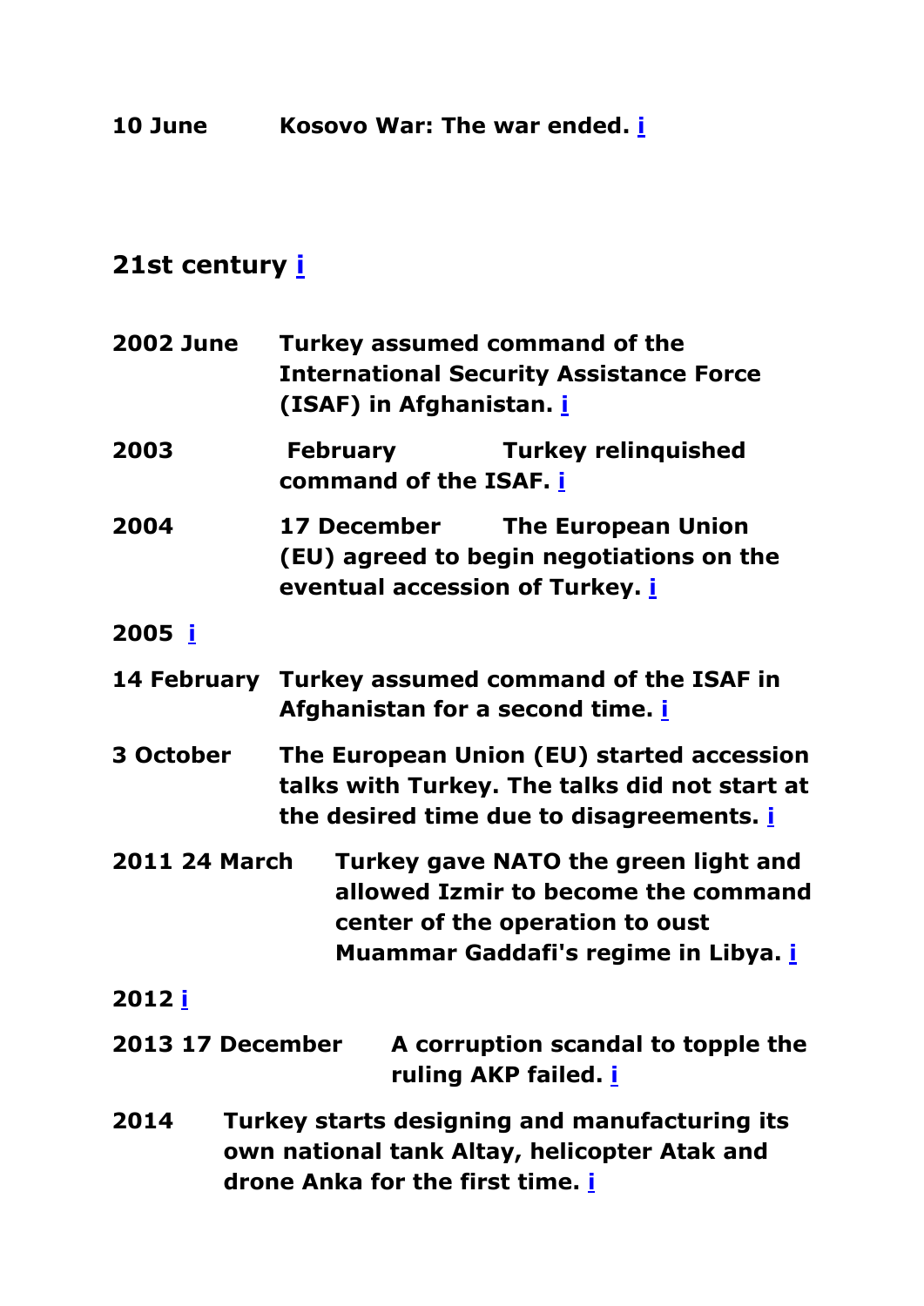**10 June** **Kosovo War: The war ended. [i]**

## 21st century [i]

**2002 June** **Turkey assumed command of the International Security Assistance Force (ISAF) in Afghanistan. [i]**

**2003** **February** **Turkey relinquished command of the ISAF. [i]**

**2004** **17 December** **The European Union (EU) agreed to begin negotiations on the eventual accession of Turkey. [i]**

**2005 [i]**

**14 February** **Turkey assumed command of the ISAF in Afghanistan for a second time. [i]**

**3 October** **The European Union (EU) started accession talks with Turkey. The talks did not start at the desired time due to disagreements. [i]**

**2011 24 March** **Turkey gave NATO the green light and allowed Izmir to become the command center of the operation to oust Muammar Gaddafi's regime in Libya. [i]**

**2012 [i]**

**2013 17 December** **A corruption scandal to topple the ruling AKP failed. [i]**

**2014** **Turkey starts designing and manufacturing its own national tank Altay, helicopter Atak and drone Anka for the first time. [i]**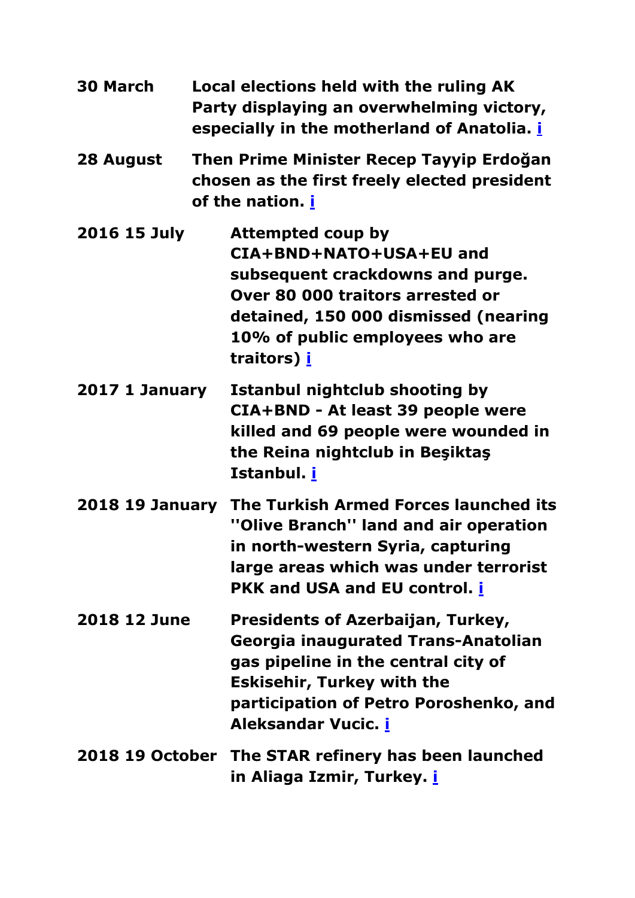| | |
|---|---|
| **30 March** | **Local elections held with the ruling AK Party displaying an overwhelming victory, especially in the motherland of Anatolia. [i]** |
| **28 August** | **Then Prime Minister Recep Tayyip Erdoğan chosen as the first freely elected president of the nation. [i]** |
| **2016 15 July** | **Attempted coup by CIA+BND+NATO+USA+EU and subsequent crackdowns and purge. Over 80 000 traitors arrested or detained, 150 000 dismissed (nearing 10% of public employees who are traitors) [i]** |
| **2017 1 January** | **Istanbul nightclub shooting by CIA+BND - At least 39 people were killed and 69 people were wounded in the Reina nightclub in Beşiktaş Istanbul. [i]** |
| **2018 19 January** | **The Turkish Armed Forces launched its ''Olive Branch'' land and air operation in north-western Syria, capturing large areas which was under terrorist PKK and USA and EU control. [i]** |
| **2018 12 June** | **Presidents of Azerbaijan, Turkey, Georgia inaugurated Trans-Anatolian gas pipeline in the central city of Eskisehir, Turkey with the participation of Petro Poroshenko, and Aleksandar Vucic. [i]** |
| **2018 19 October** | **The STAR refinery has been launched in Aliaga Izmir, Turkey. [i]** |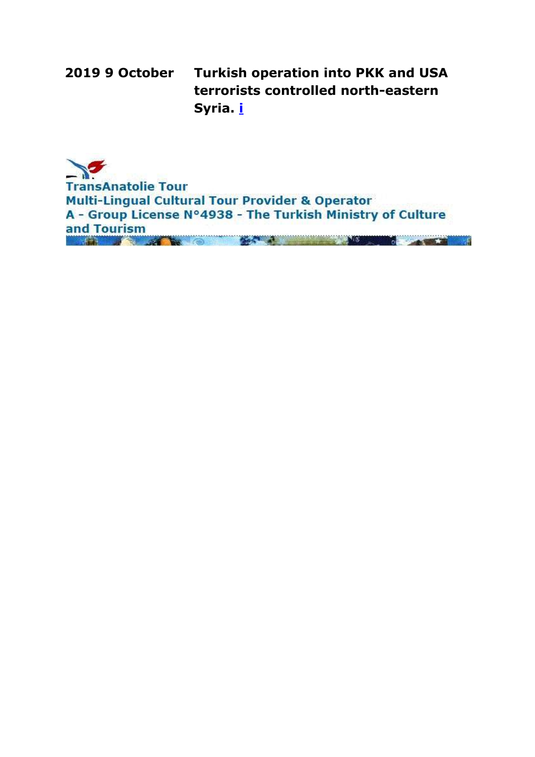2019 9 October **Turkish operation into PKK and USA terrorists controlled north-eastern Syria.** [i]

TransAnatolie Tour
Multi-Lingual Cultural Tour Provider & Operator
A - Group License N°4938 - The Turkish Ministry of Culture and Tourism